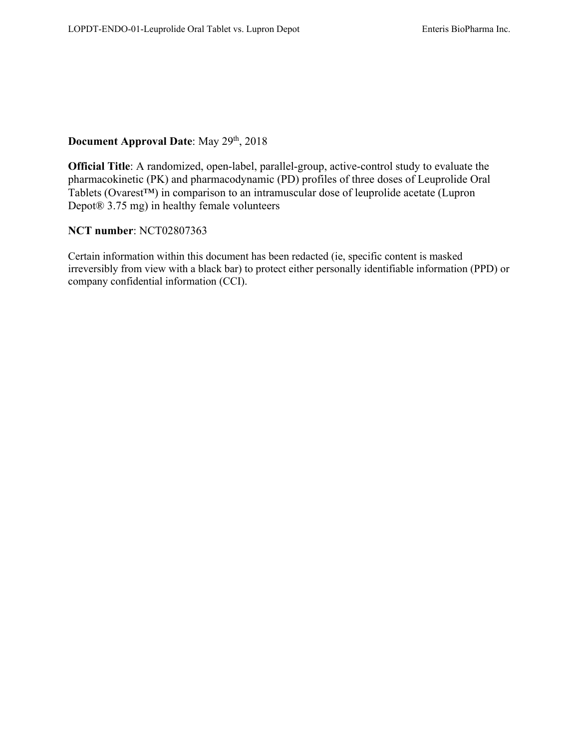**Document Approval Date**: May 29th, 2018

**Official Title**: A randomized, open-label, parallel-group, active-control study to evaluate the pharmacokinetic (PK) and pharmacodynamic (PD) profiles of three doses of Leuprolide Oral Tablets (Ovarest™) in comparison to an intramuscular dose of leuprolide acetate (Lupron Depot® 3.75 mg) in healthy female volunteers

**NCT number**: NCT02807363

Certain information within this document has been redacted (ie, specific content is masked irreversibly from view with a black bar) to protect either personally identifiable information (PPD) or company confidential information (CCI).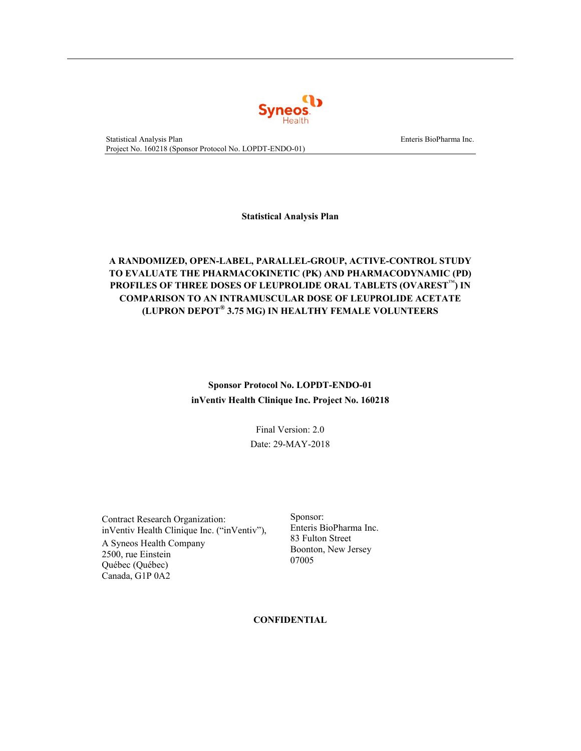**Statistical Analysis Plan**

**A RANDOMIZED, OPEN-LABEL, PARALLEL-GROUP, ACTIVE-CONTROL STUDY TO EVALUATE THE PHARMACOKINETIC (PK) AND PHARMACODYNAMIC (PD) PROFILES OF THREE DOSES OF LEUPROLIDE ORAL TABLETS (OVAREST™) IN COMPARISON TO AN INTRAMUSCULAR DOSE OF LEUPROLIDE ACETATE (LUPRON DEPOT® 3.75 MG) IN HEALTHY FEMALE VOLUNTEERS**

**Sponsor Protocol No. LOPDT-ENDO-01**

**inVentiv Health Clinique Inc. Project No. 160218**

Final Version: 2.0

Date: 29-MAY-2018

Contract Research Organization:
inVentiv Health Clinique Inc. ("inVentiv"),
A Syneos Health Company
2500, rue Einstein
Québec (Québec)
Canada, G1P 0A2

Sponsor:
Enteris BioPharma Inc.
83 Fulton Street
Boonton, New Jersey
07005

**CONFIDENTIAL**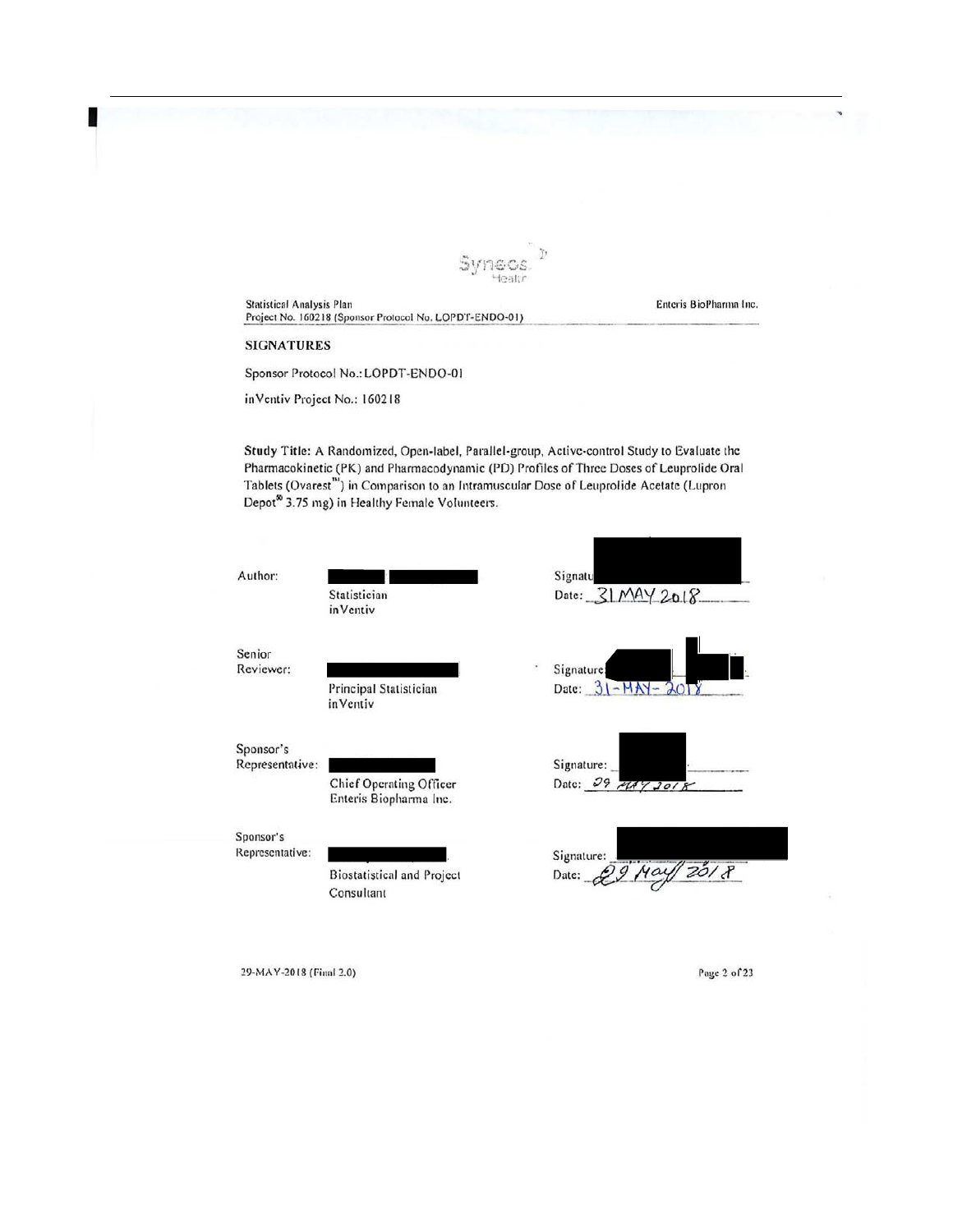## SIGNATURES

Sponsor Protocol No.: LOPDT-ENDO-01

inVentiv Project No.: 160218

**Study Title:** A Randomized, Open-label, Parallel-group, Active-control Study to Evaluate the Pharmacokinetic (PK) and Pharmacodynamic (PD) Profiles of Three Doses of Leuprolide Oral Tablets (Ovarest™) in Comparison to an Intramuscular Dose of Leuprolide Acetate (Lupron Depot® 3.75 mg) in Healthy Female Volunteers.

| | | |
|---|---|---|
| Author: | Statistician<br>inVentiv | Signature:<br>Date: 31 MAY 2018 |
| Senior Reviewer: | Principal Statistician<br>inVentiv | Signature:<br>Date: 31-MAY-2018 |
| Sponsor's Representative: | Chief Operating Officer<br>Enteris Biopharma Inc. | Signature:<br>Date: 29 MAY 2018 |
| Sponsor's Representative: | Biostatistical and Project Consultant | Signature:<br>Date: 29 May 2018 |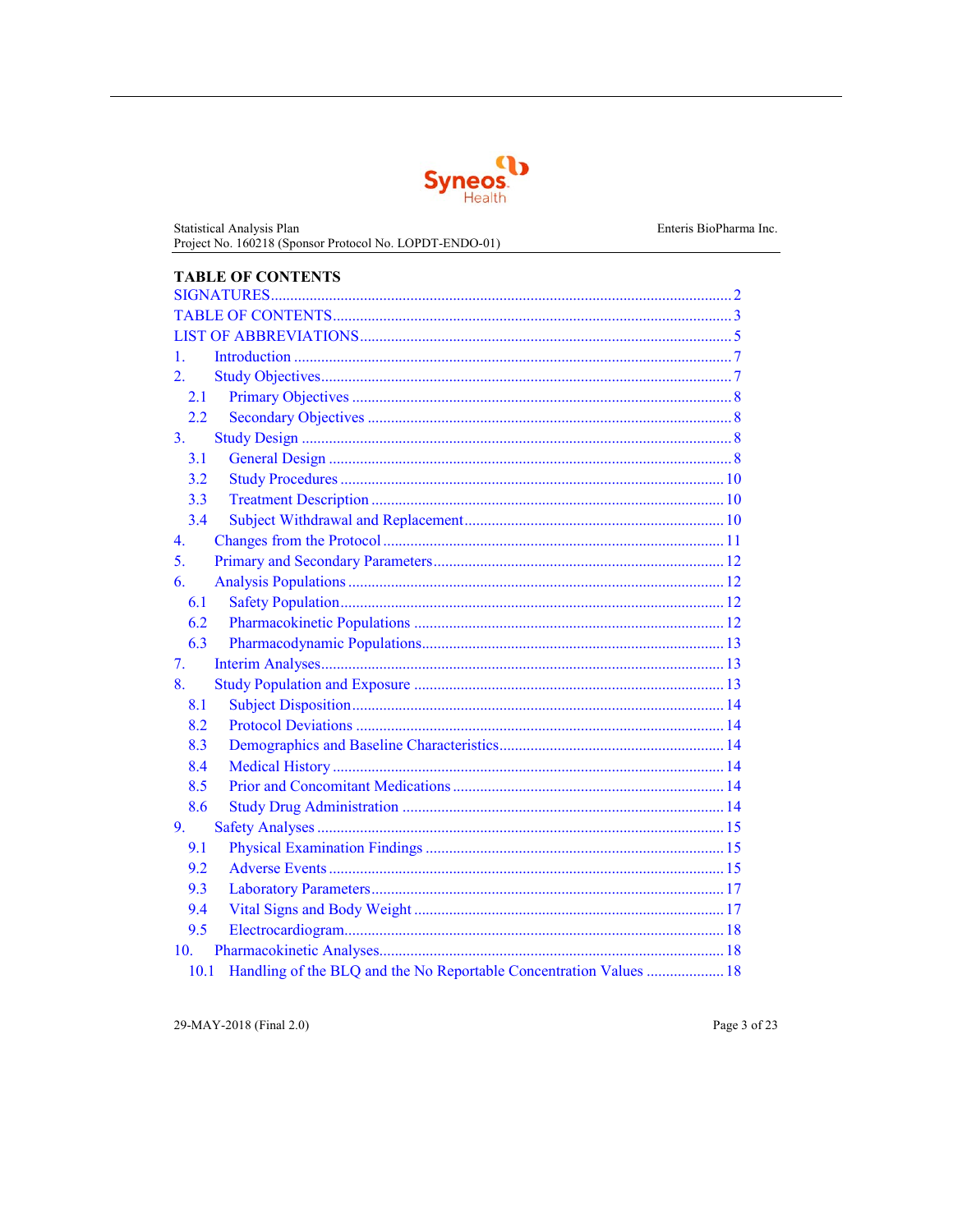## TABLE OF CONTENTS

SIGNATURES ..................................................................................................... 2
TABLE OF CONTENTS ....................................................................................... 3
LIST OF ABBREVIATIONS ................................................................................... 5
1. Introduction ................................................................................................ 7
2. Study Objectives ........................................................................................... 7
   2.1 Primary Objectives .................................................................................... 8
   2.2 Secondary Objectives ................................................................................ 8
3. Study Design ................................................................................................ 8
   3.1 General Design ......................................................................................... 8
   3.2 Study Procedures ..................................................................................... 10
   3.3 Treatment Description .............................................................................. 10
   3.4 Subject Withdrawal and Replacement ........................................................ 10
4. Changes from the Protocol ............................................................................ 11
5. Primary and Secondary Parameters ................................................................ 12
6. Analysis Populations ..................................................................................... 12
   6.1 Safety Population ..................................................................................... 12
   6.2 Pharmacokinetic Populations .................................................................... 12
   6.3 Pharmacodynamic Populations ................................................................... 13
7. Interim Analyses ........................................................................................... 13
8. Study Population and Exposure ..................................................................... 13
   8.1 Subject Disposition ................................................................................... 14
   8.2 Protocol Deviations .................................................................................. 14
   8.3 Demographics and Baseline Characteristics ................................................ 14
   8.4 Medical History ....................................................................................... 14
   8.5 Prior and Concomitant Medications ........................................................... 14
   8.6 Study Drug Administration ........................................................................ 14
9. Safety Analyses ............................................................................................ 15
   9.1 Physical Examination Findings .................................................................. 15
   9.2 Adverse Events ........................................................................................ 15
   9.3 Laboratory Parameters .............................................................................. 17
   9.4 Vital Signs and Body Weight ..................................................................... 17
   9.5 Electrocardiogram .................................................................................... 18
10. Pharmacokinetic Analyses ............................................................................ 18
   10.1 Handling of the BLQ and the No Reportable Concentration Values ............... 18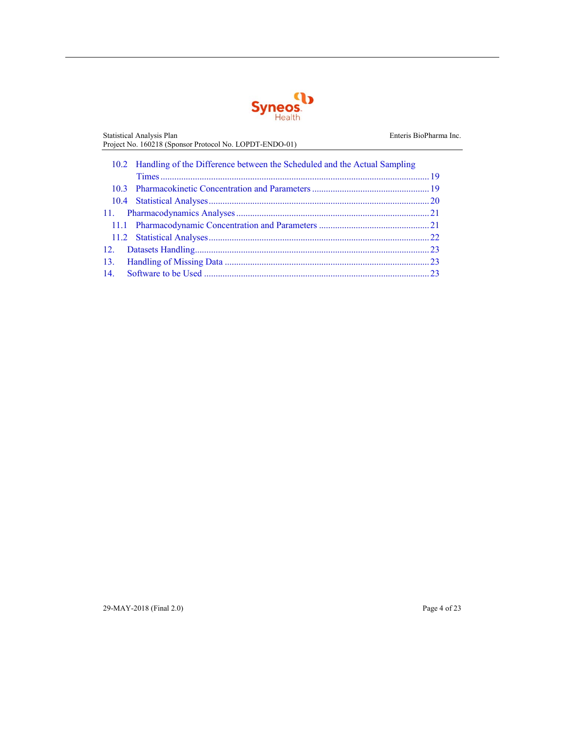- 10.2 Handling of the Difference between the Scheduled and the Actual Sampling Times ........ 19
- 10.3 Pharmacokinetic Concentration and Parameters ........ 19
- 10.4 Statistical Analyses ........ 20

11. Pharmacodynamics Analyses ........ 21
    - 11.1 Pharmacodynamic Concentration and Parameters ........ 21
    - 11.2 Statistical Analyses ........ 22
12. Datasets Handling ........ 23
13. Handling of Missing Data ........ 23
14. Software to be Used ........ 23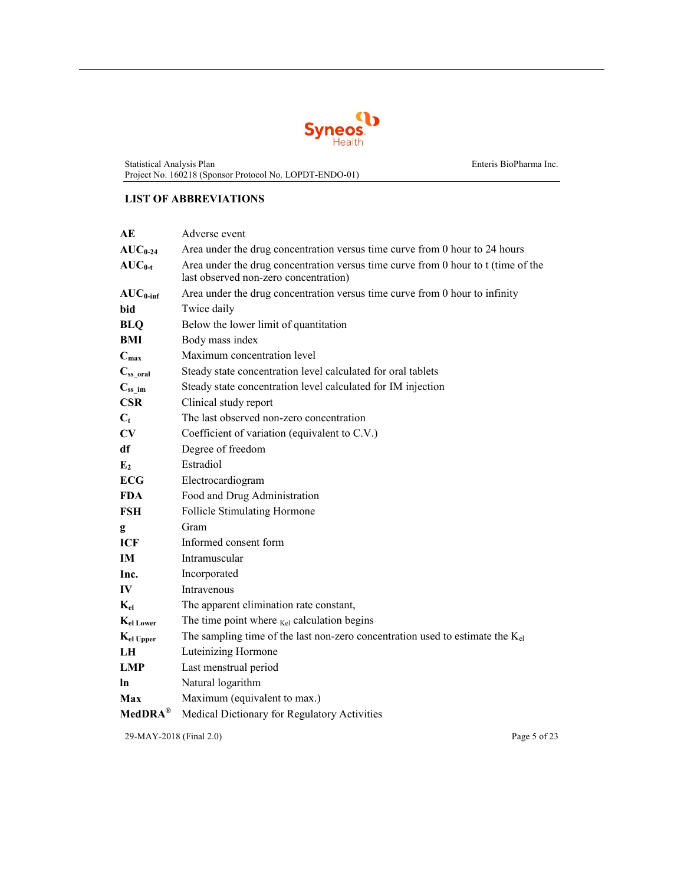## LIST OF ABBREVIATIONS

| | |
|---|---|
| **AE** | Adverse event |
| **$AUC_{0-24}$** | Area under the drug concentration versus time curve from 0 hour to 24 hours |
| **$AUC_{0-t}$** | Area under the drug concentration versus time curve from 0 hour to t (time of the last observed non-zero concentration) |
| **$AUC_{0-inf}$** | Area under the drug concentration versus time curve from 0 hour to infinity |
| **bid** | Twice daily |
| **BLQ** | Below the lower limit of quantitation |
| **BMI** | Body mass index |
| **$C_{max}$** | Maximum concentration level |
| **$C_{ss\_oral}$** | Steady state concentration level calculated for oral tablets |
| **$C_{ss\_im}$** | Steady state concentration level calculated for IM injection |
| **CSR** | Clinical study report |
| **$C_t$** | The last observed non-zero concentration |
| **CV** | Coefficient of variation (equivalent to C.V.) |
| **df** | Degree of freedom |
| **$E_2$** | Estradiol |
| **ECG** | Electrocardiogram |
| **FDA** | Food and Drug Administration |
| **FSH** | Follicle Stimulating Hormone |
| **g** | Gram |
| **ICF** | Informed consent form |
| **IM** | Intramuscular |
| **Inc.** | Incorporated |
| **IV** | Intravenous |
| **$K_{el}$** | The apparent elimination rate constant, |
| **$K_{el\ Lower}$** | The time point where $K_{el}$ calculation begins |
| **$K_{el\ Upper}$** | The sampling time of the last non-zero concentration used to estimate the $K_{el}$ |
| **LH** | Luteinizing Hormone |
| **LMP** | Last menstrual period |
| **ln** | Natural logarithm |
| **Max** | Maximum (equivalent to max.) |
| **MedDRA®** | Medical Dictionary for Regulatory Activities |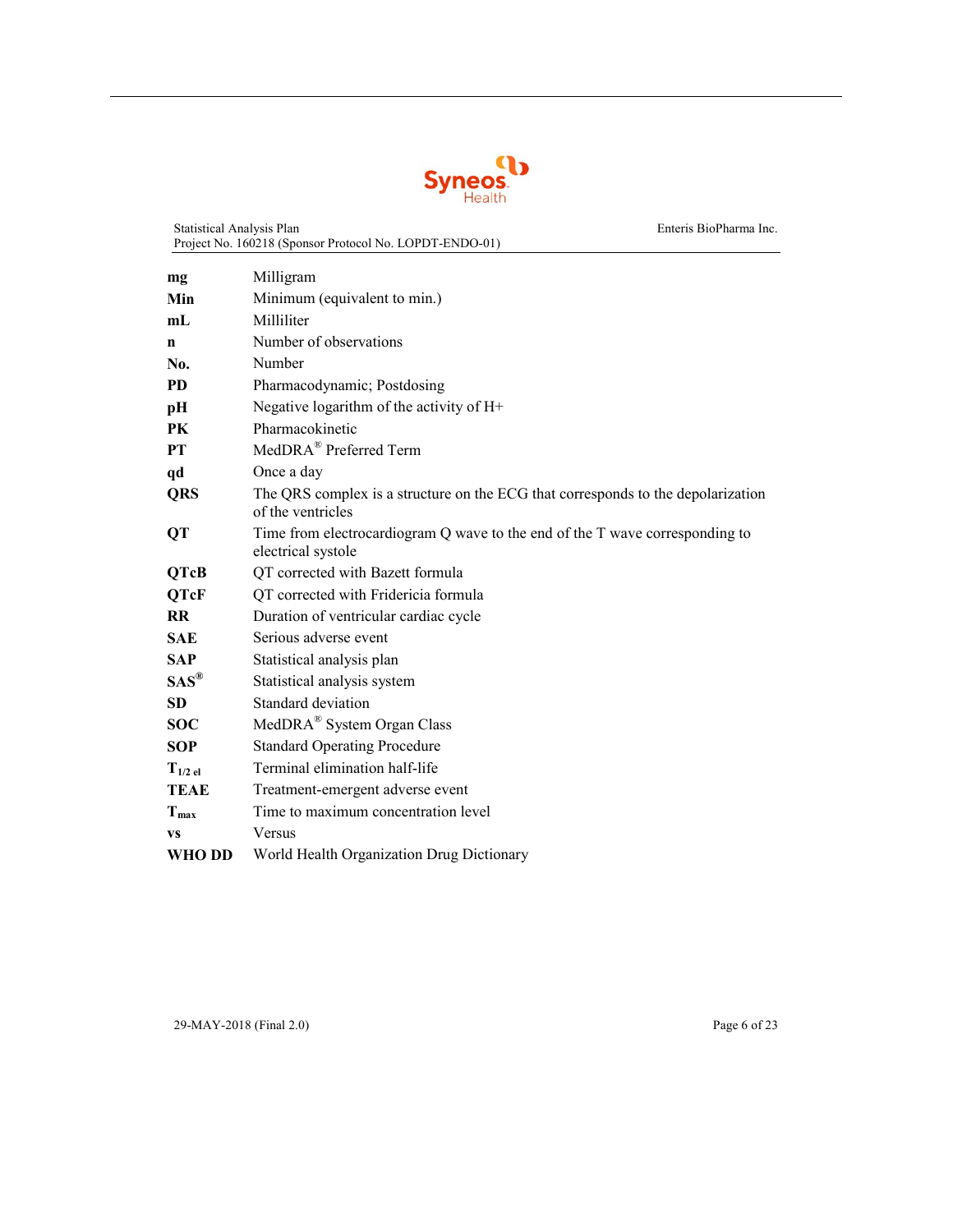| | |
|---|---|
| **mg** | Milligram |
| **Min** | Minimum (equivalent to min.) |
| **mL** | Milliliter |
| **n** | Number of observations |
| **No.** | Number |
| **PD** | Pharmacodynamic; Postdosing |
| **pH** | Negative logarithm of the activity of H+ |
| **PK** | Pharmacokinetic |
| **PT** | MedDRA® Preferred Term |
| **qd** | Once a day |
| **QRS** | The QRS complex is a structure on the ECG that corresponds to the depolarization of the ventricles |
| **QT** | Time from electrocardiogram Q wave to the end of the T wave corresponding to electrical systole |
| **QTcB** | QT corrected with Bazett formula |
| **QTcF** | QT corrected with Fridericia formula |
| **RR** | Duration of ventricular cardiac cycle |
| **SAE** | Serious adverse event |
| **SAP** | Statistical analysis plan |
| **SAS®** | Statistical analysis system |
| **SD** | Standard deviation |
| **SOC** | MedDRA® System Organ Class |
| **SOP** | Standard Operating Procedure |
| **$T_{1/2\ el}$** | Terminal elimination half-life |
| **TEAE** | Treatment-emergent adverse event |
| **$T_{max}$** | Time to maximum concentration level |
| **vs** | Versus |
| **WHO DD** | World Health Organization Drug Dictionary |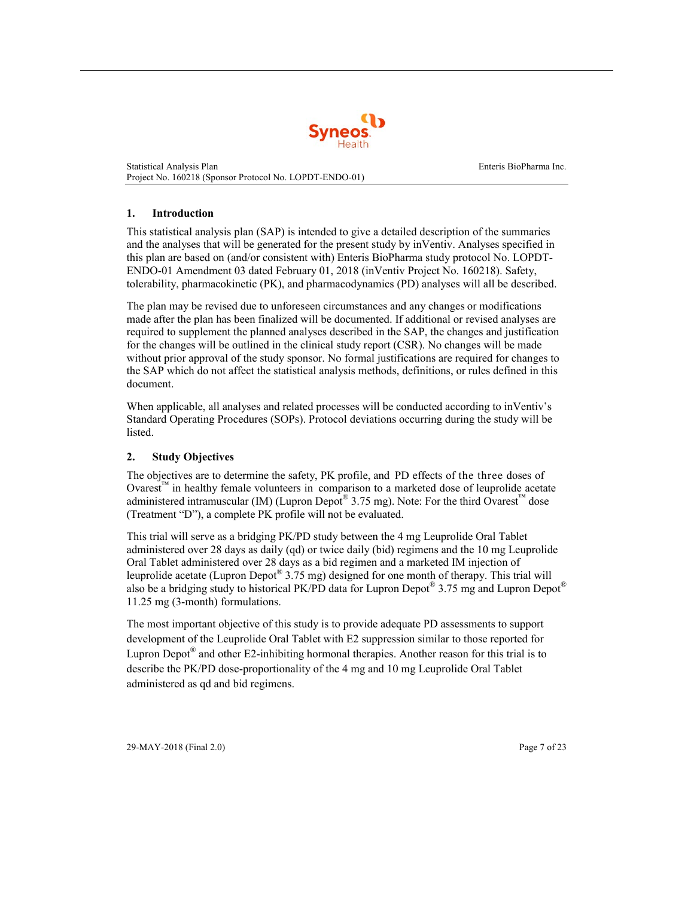## 1. Introduction

This statistical analysis plan (SAP) is intended to give a detailed description of the summaries and the analyses that will be generated for the present study by inVentiv. Analyses specified in this plan are based on (and/or consistent with) Enteris BioPharma study protocol No. LOPDT-ENDO-01 Amendment 03 dated February 01, 2018 (inVentiv Project No. 160218). Safety, tolerability, pharmacokinetic (PK), and pharmacodynamics (PD) analyses will all be described.

The plan may be revised due to unforeseen circumstances and any changes or modifications made after the plan has been finalized will be documented. If additional or revised analyses are required to supplement the planned analyses described in the SAP, the changes and justification for the changes will be outlined in the clinical study report (CSR). No changes will be made without prior approval of the study sponsor. No formal justifications are required for changes to the SAP which do not affect the statistical analysis methods, definitions, or rules defined in this document.

When applicable, all analyses and related processes will be conducted according to inVentiv's Standard Operating Procedures (SOPs). Protocol deviations occurring during the study will be listed.

## 2. Study Objectives

The objectives are to determine the safety, PK profile, and PD effects of the three doses of Ovarest™ in healthy female volunteers in comparison to a marketed dose of leuprolide acetate administered intramuscular (IM) (Lupron Depot® 3.75 mg). Note: For the third Ovarest™ dose (Treatment "D"), a complete PK profile will not be evaluated.

This trial will serve as a bridging PK/PD study between the 4 mg Leuprolide Oral Tablet administered over 28 days as daily (qd) or twice daily (bid) regimens and the 10 mg Leuprolide Oral Tablet administered over 28 days as a bid regimen and a marketed IM injection of leuprolide acetate (Lupron Depot® 3.75 mg) designed for one month of therapy. This trial will also be a bridging study to historical PK/PD data for Lupron Depot® 3.75 mg and Lupron Depot® 11.25 mg (3-month) formulations.

The most important objective of this study is to provide adequate PD assessments to support development of the Leuprolide Oral Tablet with E2 suppression similar to those reported for Lupron Depot® and other E2-inhibiting hormonal therapies. Another reason for this trial is to describe the PK/PD dose-proportionality of the 4 mg and 10 mg Leuprolide Oral Tablet administered as qd and bid regimens.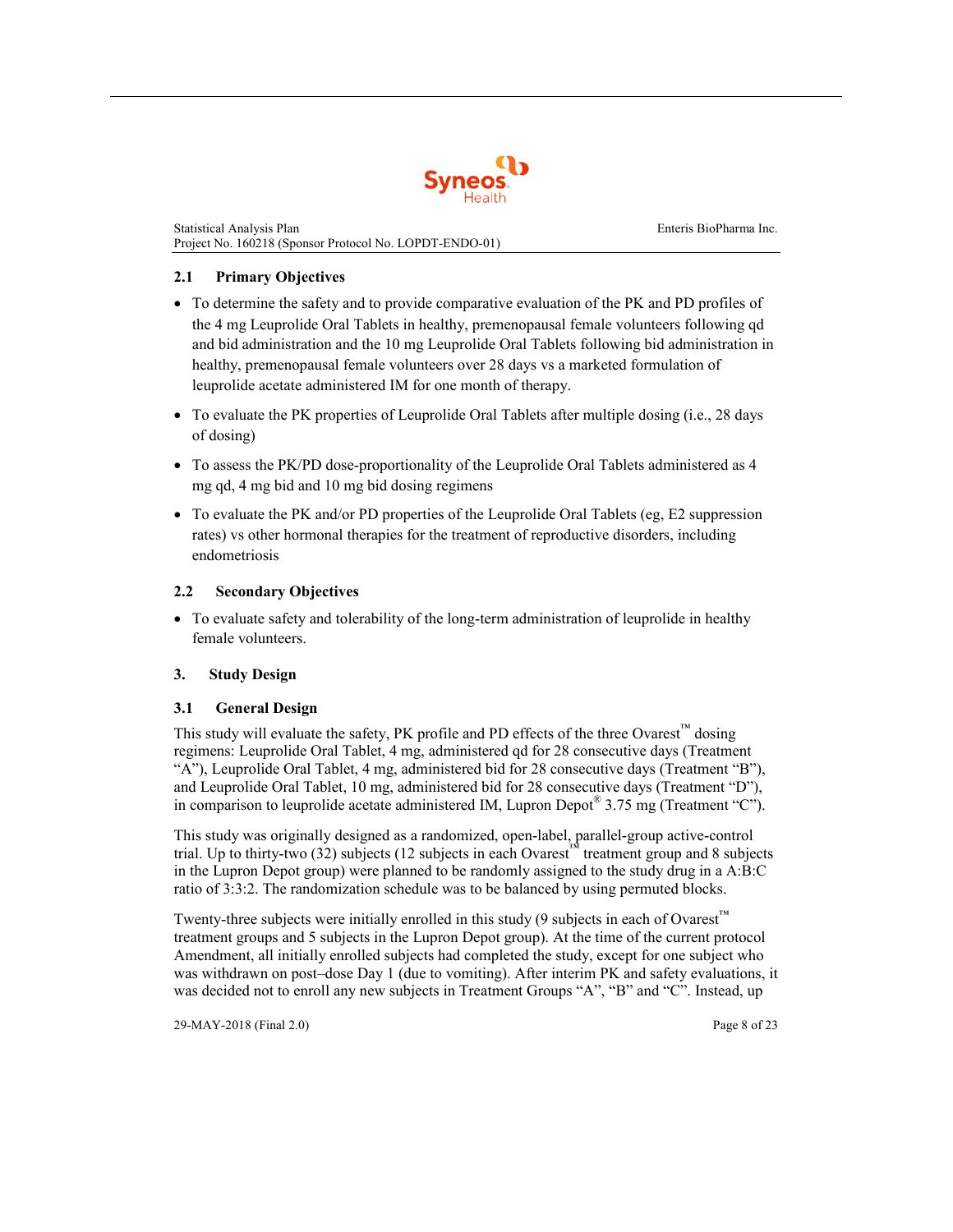## 2.1 Primary Objectives

- To determine the safety and to provide comparative evaluation of the PK and PD profiles of the 4 mg Leuprolide Oral Tablets in healthy, premenopausal female volunteers following qd and bid administration and the 10 mg Leuprolide Oral Tablets following bid administration in healthy, premenopausal female volunteers over 28 days vs a marketed formulation of leuprolide acetate administered IM for one month of therapy.
- To evaluate the PK properties of Leuprolide Oral Tablets after multiple dosing (i.e., 28 days of dosing)
- To assess the PK/PD dose-proportionality of the Leuprolide Oral Tablets administered as 4 mg qd, 4 mg bid and 10 mg bid dosing regimens
- To evaluate the PK and/or PD properties of the Leuprolide Oral Tablets (eg, E2 suppression rates) vs other hormonal therapies for the treatment of reproductive disorders, including endometriosis

## 2.2 Secondary Objectives

- To evaluate safety and tolerability of the long-term administration of leuprolide in healthy female volunteers.

# 3. Study Design

## 3.1 General Design

This study will evaluate the safety, PK profile and PD effects of the three Ovarest™ dosing regimens: Leuprolide Oral Tablet, 4 mg, administered qd for 28 consecutive days (Treatment "A"), Leuprolide Oral Tablet, 4 mg, administered bid for 28 consecutive days (Treatment "B"), and Leuprolide Oral Tablet, 10 mg, administered bid for 28 consecutive days (Treatment "D"), in comparison to leuprolide acetate administered IM, Lupron Depot® 3.75 mg (Treatment "C").

This study was originally designed as a randomized, open-label, parallel-group active-control trial. Up to thirty-two (32) subjects (12 subjects in each Ovarest™ treatment group and 8 subjects in the Lupron Depot group) were planned to be randomly assigned to the study drug in a A:B:C ratio of 3:3:2. The randomization schedule was to be balanced by using permuted blocks.

Twenty-three subjects were initially enrolled in this study (9 subjects in each of Ovarest™ treatment groups and 5 subjects in the Lupron Depot group). At the time of the current protocol Amendment, all initially enrolled subjects had completed the study, except for one subject who was withdrawn on post–dose Day 1 (due to vomiting). After interim PK and safety evaluations, it was decided not to enroll any new subjects in Treatment Groups "A", "B" and "C". Instead, up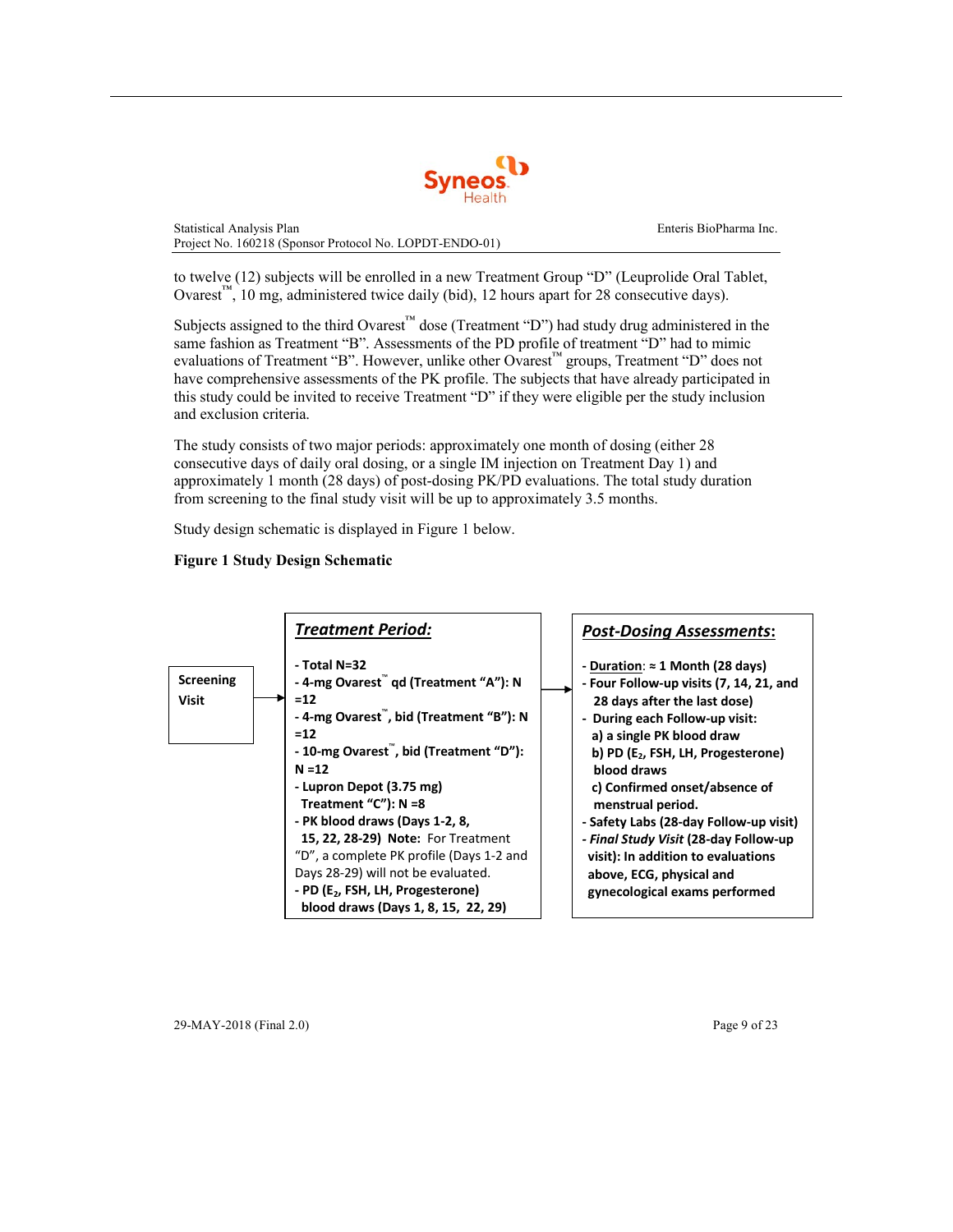to twelve (12) subjects will be enrolled in a new Treatment Group "D" (Leuprolide Oral Tablet, Ovarest™, 10 mg, administered twice daily (bid), 12 hours apart for 28 consecutive days).

Subjects assigned to the third Ovarest™ dose (Treatment "D") had study drug administered in the same fashion as Treatment "B". Assessments of the PD profile of treatment "D" had to mimic evaluations of Treatment "B". However, unlike other Ovarest™ groups, Treatment "D" does not have comprehensive assessments of the PK profile. The subjects that have already participated in this study could be invited to receive Treatment "D" if they were eligible per the study inclusion and exclusion criteria.

The study consists of two major periods: approximately one month of dosing (either 28 consecutive days of daily oral dosing, or a single IM injection on Treatment Day 1) and approximately 1 month (28 days) of post-dosing PK/PD evaluations. The total study duration from screening to the final study visit will be up to approximately 3.5 months.

Study design schematic is displayed in Figure 1 below.

**Figure 1 Study Design Schematic**

**Screening Visit** → **Treatment Period** → **Post-Dosing Assessments**

***Treatment Period:***

- **Total N=32**
- **4-mg Ovarest™ qd (Treatment "A"): N =12**
- **4-mg Ovarest™, bid (Treatment "B"): N =12**
- **10-mg Ovarest™, bid (Treatment "D"): N =12**
- **Lupron Depot (3.75 mg) Treatment "C"): N =8**
- **PK blood draws (Days 1-2, 8, 15, 22, 28-29) Note:** For Treatment "D", a complete PK profile (Days 1-2 and Days 28-29) will not be evaluated.
- **PD ($E_2$, FSH, LH, Progesterone) blood draws (Days 1, 8, 15, 22, 29)**

***Post-Dosing Assessments:***

- **Duration: ≈ 1 Month (28 days)**
- **Four Follow-up visits (7, 14, 21, and 28 days after the last dose)**
- **During each Follow-up visit:**
  - **a) a single PK blood draw**
  - **b) PD ($E_2$, FSH, LH, Progesterone) blood draws**
  - **c) Confirmed onset/absence of menstrual period.**
- **Safety Labs (28-day Follow-up visit)**
- ***Final Study Visit* (28-day Follow-up visit): In addition to evaluations above, ECG, physical and gynecological exams performed**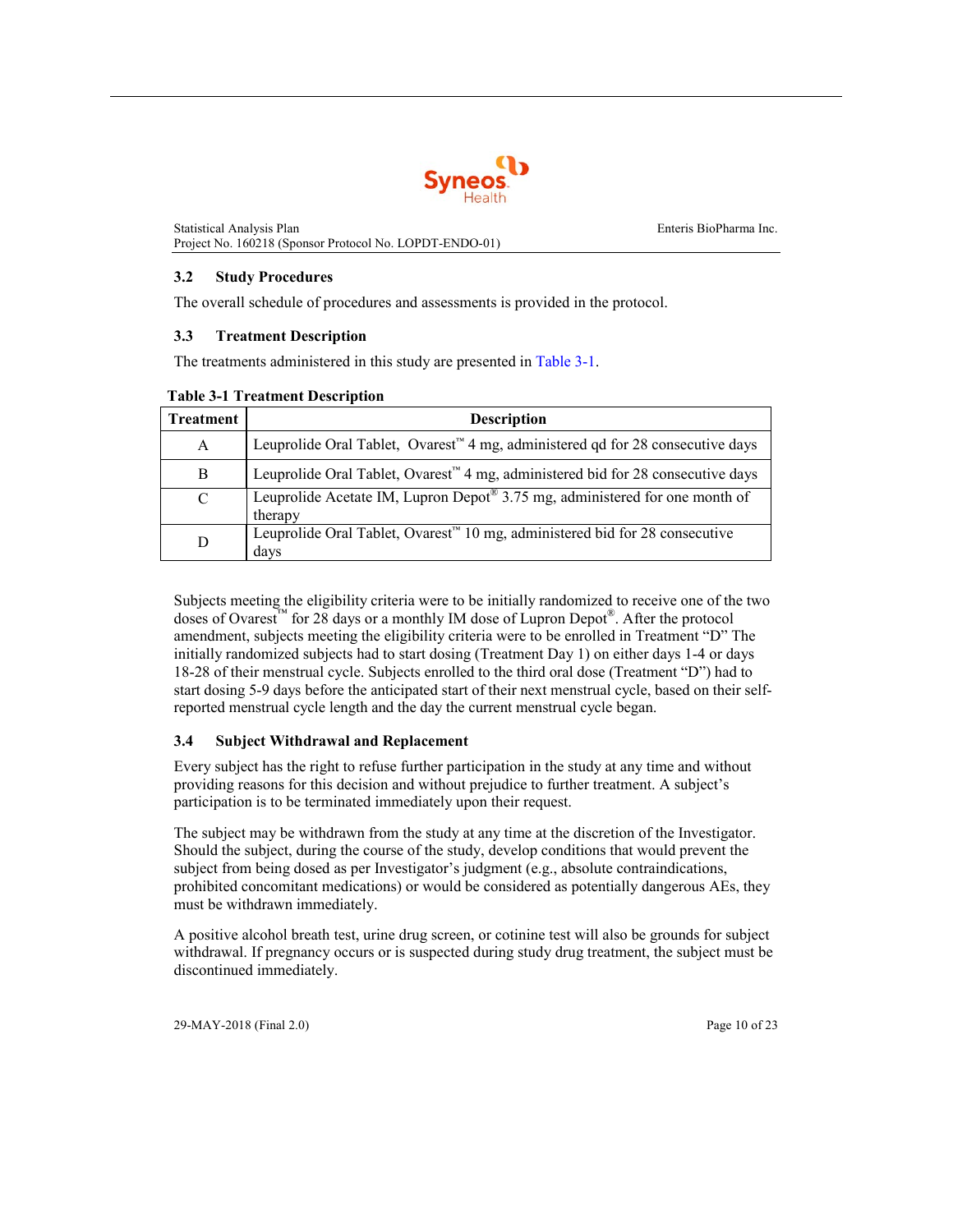## 3.2 Study Procedures

The overall schedule of procedures and assessments is provided in the protocol.

## 3.3 Treatment Description

The treatments administered in this study are presented in Table 3-1.

**Table 3-1 Treatment Description**

| Treatment | Description |
|---|---|
| A | Leuprolide Oral Tablet, Ovarest™ 4 mg, administered qd for 28 consecutive days |
| B | Leuprolide Oral Tablet, Ovarest™ 4 mg, administered bid for 28 consecutive days |
| C | Leuprolide Acetate IM, Lupron Depot® 3.75 mg, administered for one month of therapy |
| D | Leuprolide Oral Tablet, Ovarest™ 10 mg, administered bid for 28 consecutive days |

Subjects meeting the eligibility criteria were to be initially randomized to receive one of the two doses of Ovarest™ for 28 days or a monthly IM dose of Lupron Depot®. After the protocol amendment, subjects meeting the eligibility criteria were to be enrolled in Treatment "D" The initially randomized subjects had to start dosing (Treatment Day 1) on either days 1-4 or days 18-28 of their menstrual cycle. Subjects enrolled to the third oral dose (Treatment "D") had to start dosing 5-9 days before the anticipated start of their next menstrual cycle, based on their self-reported menstrual cycle length and the day the current menstrual cycle began.

## 3.4 Subject Withdrawal and Replacement

Every subject has the right to refuse further participation in the study at any time and without providing reasons for this decision and without prejudice to further treatment. A subject's participation is to be terminated immediately upon their request.

The subject may be withdrawn from the study at any time at the discretion of the Investigator. Should the subject, during the course of the study, develop conditions that would prevent the subject from being dosed as per Investigator's judgment (e.g., absolute contraindications, prohibited concomitant medications) or would be considered as potentially dangerous AEs, they must be withdrawn immediately.

A positive alcohol breath test, urine drug screen, or cotinine test will also be grounds for subject withdrawal. If pregnancy occurs or is suspected during study drug treatment, the subject must be discontinued immediately.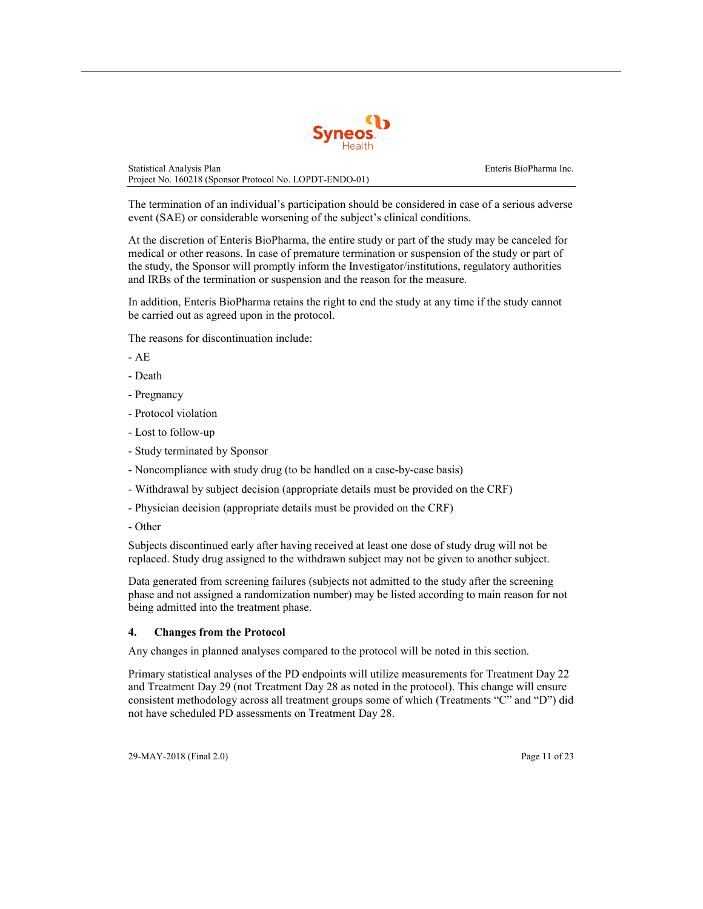The termination of an individual's participation should be considered in case of a serious adverse event (SAE) or considerable worsening of the subject's clinical conditions.

At the discretion of Enteris BioPharma, the entire study or part of the study may be canceled for medical or other reasons. In case of premature termination or suspension of the study or part of the study, the Sponsor will promptly inform the Investigator/institutions, regulatory authorities and IRBs of the termination or suspension and the reason for the measure.

In addition, Enteris BioPharma retains the right to end the study at any time if the study cannot be carried out as agreed upon in the protocol.

The reasons for discontinuation include:

- AE
- Death
- Pregnancy
- Protocol violation
- Lost to follow-up
- Study terminated by Sponsor
- Noncompliance with study drug (to be handled on a case-by-case basis)
- Withdrawal by subject decision (appropriate details must be provided on the CRF)
- Physician decision (appropriate details must be provided on the CRF)
- Other

Subjects discontinued early after having received at least one dose of study drug will not be replaced. Study drug assigned to the withdrawn subject may not be given to another subject.

Data generated from screening failures (subjects not admitted to the study after the screening phase and not assigned a randomization number) may be listed according to main reason for not being admitted into the treatment phase.

## 4. Changes from the Protocol

Any changes in planned analyses compared to the protocol will be noted in this section.

Primary statistical analyses of the PD endpoints will utilize measurements for Treatment Day 22 and Treatment Day 29 (not Treatment Day 28 as noted in the protocol). This change will ensure consistent methodology across all treatment groups some of which (Treatments "C" and "D") did not have scheduled PD assessments on Treatment Day 28.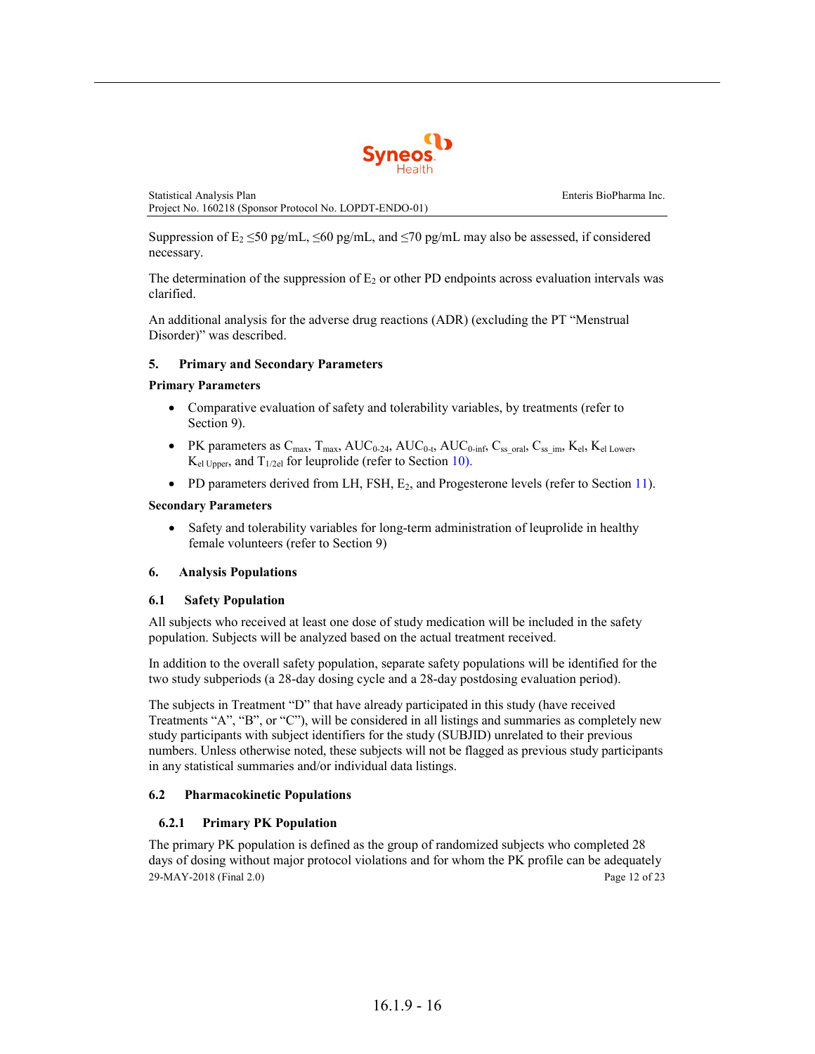Suppression of $E_2$ ≤50 pg/mL, ≤60 pg/mL, and ≤70 pg/mL may also be assessed, if considered necessary.

The determination of the suppression of $E_2$ or other PD endpoints across evaluation intervals was clarified.

An additional analysis for the adverse drug reactions (ADR) (excluding the PT "Menstrual Disorder)" was described.

## 5. Primary and Secondary Parameters

**Primary Parameters**

- Comparative evaluation of safety and tolerability variables, by treatments (refer to Section 9).
- PK parameters as $C_{max}$, $T_{max}$, $AUC_{0\text{-}24}$, $AUC_{0\text{-}t}$, $AUC_{0\text{-}inf}$, $C_{ss\_oral}$, $C_{ss\_im}$, $K_{el}$, $K_{el\ Lower}$, $K_{el\ Upper}$, and $T_{1/2el}$ for leuprolide (refer to Section 10).
- PD parameters derived from LH, FSH, $E_2$, and Progesterone levels (refer to Section 11).

**Secondary Parameters**

- Safety and tolerability variables for long-term administration of leuprolide in healthy female volunteers (refer to Section 9)

## 6. Analysis Populations

### 6.1 Safety Population

All subjects who received at least one dose of study medication will be included in the safety population. Subjects will be analyzed based on the actual treatment received.

In addition to the overall safety population, separate safety populations will be identified for the two study subperiods (a 28-day dosing cycle and a 28-day postdosing evaluation period).

The subjects in Treatment "D" that have already participated in this study (have received Treatments "A", "B", or "C"), will be considered in all listings and summaries as completely new study participants with subject identifiers for the study (SUBJID) unrelated to their previous numbers. Unless otherwise noted, these subjects will not be flagged as previous study participants in any statistical summaries and/or individual data listings.

### 6.2 Pharmacokinetic Populations

#### 6.2.1 Primary PK Population

The primary PK population is defined as the group of randomized subjects who completed 28 days of dosing without major protocol violations and for whom the PK profile can be adequately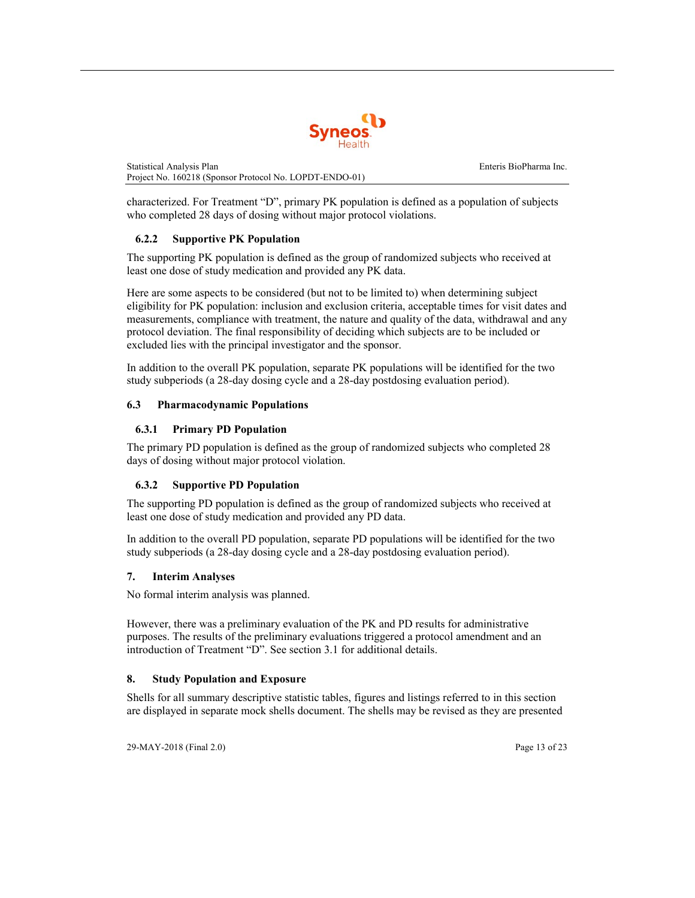characterized. For Treatment "D", primary PK population is defined as a population of subjects who completed 28 days of dosing without major protocol violations.

### 6.2.2 Supportive PK Population

The supporting PK population is defined as the group of randomized subjects who received at least one dose of study medication and provided any PK data.

Here are some aspects to be considered (but not to be limited to) when determining subject eligibility for PK population: inclusion and exclusion criteria, acceptable times for visit dates and measurements, compliance with treatment, the nature and quality of the data, withdrawal and any protocol deviation. The final responsibility of deciding which subjects are to be included or excluded lies with the principal investigator and the sponsor.

In addition to the overall PK population, separate PK populations will be identified for the two study subperiods (a 28-day dosing cycle and a 28-day postdosing evaluation period).

## 6.3 Pharmacodynamic Populations

### 6.3.1 Primary PD Population

The primary PD population is defined as the group of randomized subjects who completed 28 days of dosing without major protocol violation.

### 6.3.2 Supportive PD Population

The supporting PD population is defined as the group of randomized subjects who received at least one dose of study medication and provided any PD data.

In addition to the overall PD population, separate PD populations will be identified for the two study subperiods (a 28-day dosing cycle and a 28-day postdosing evaluation period).

# 7. Interim Analyses

No formal interim analysis was planned.

However, there was a preliminary evaluation of the PK and PD results for administrative purposes. The results of the preliminary evaluations triggered a protocol amendment and an introduction of Treatment "D". See section 3.1 for additional details.

# 8. Study Population and Exposure

Shells for all summary descriptive statistic tables, figures and listings referred to in this section are displayed in separate mock shells document. The shells may be revised as they are presented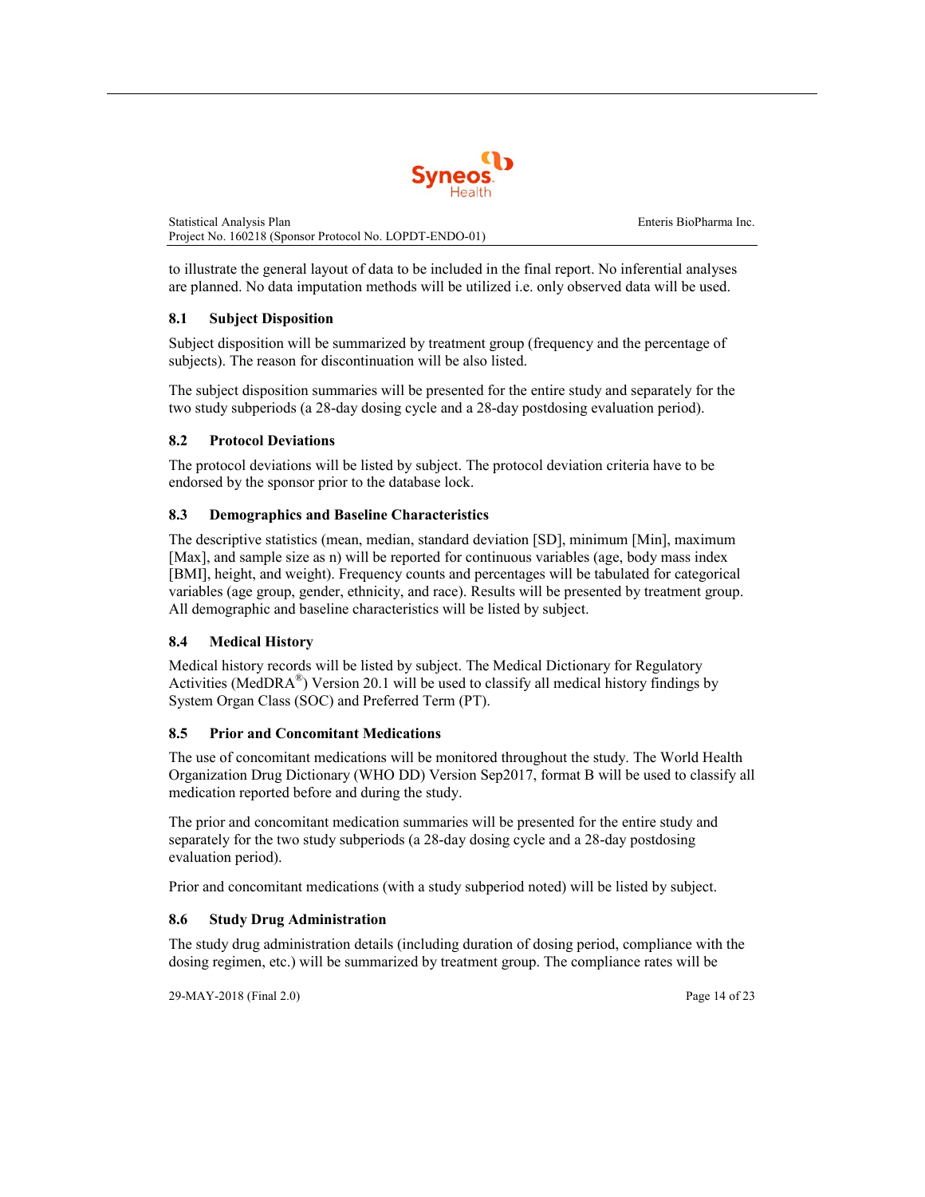to illustrate the general layout of data to be included in the final report. No inferential analyses are planned. No data imputation methods will be utilized i.e. only observed data will be used.

### 8.1 Subject Disposition

Subject disposition will be summarized by treatment group (frequency and the percentage of subjects). The reason for discontinuation will be also listed.

The subject disposition summaries will be presented for the entire study and separately for the two study subperiods (a 28-day dosing cycle and a 28-day postdosing evaluation period).

### 8.2 Protocol Deviations

The protocol deviations will be listed by subject. The protocol deviation criteria have to be endorsed by the sponsor prior to the database lock.

### 8.3 Demographics and Baseline Characteristics

The descriptive statistics (mean, median, standard deviation [SD], minimum [Min], maximum [Max], and sample size as n) will be reported for continuous variables (age, body mass index [BMI], height, and weight). Frequency counts and percentages will be tabulated for categorical variables (age group, gender, ethnicity, and race). Results will be presented by treatment group. All demographic and baseline characteristics will be listed by subject.

### 8.4 Medical History

Medical history records will be listed by subject. The Medical Dictionary for Regulatory Activities (MedDRA®) Version 20.1 will be used to classify all medical history findings by System Organ Class (SOC) and Preferred Term (PT).

### 8.5 Prior and Concomitant Medications

The use of concomitant medications will be monitored throughout the study. The World Health Organization Drug Dictionary (WHO DD) Version Sep2017, format B will be used to classify all medication reported before and during the study.

The prior and concomitant medication summaries will be presented for the entire study and separately for the two study subperiods (a 28-day dosing cycle and a 28-day postdosing evaluation period).

Prior and concomitant medications (with a study subperiod noted) will be listed by subject.

### 8.6 Study Drug Administration

The study drug administration details (including duration of dosing period, compliance with the dosing regimen, etc.) will be summarized by treatment group. The compliance rates will be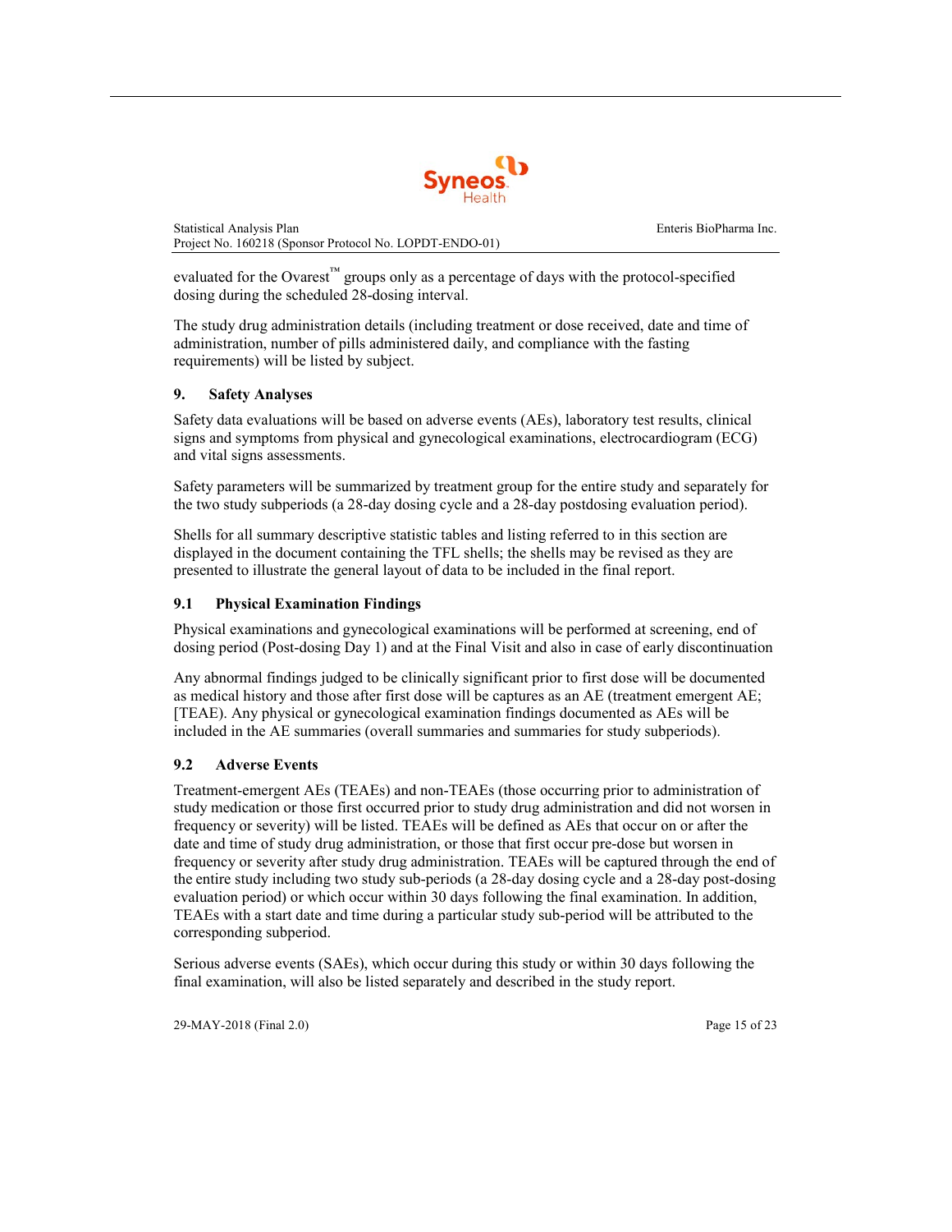evaluated for the Ovarest™ groups only as a percentage of days with the protocol-specified dosing during the scheduled 28-dosing interval.

The study drug administration details (including treatment or dose received, date and time of administration, number of pills administered daily, and compliance with the fasting requirements) will be listed by subject.

## 9. Safety Analyses

Safety data evaluations will be based on adverse events (AEs), laboratory test results, clinical signs and symptoms from physical and gynecological examinations, electrocardiogram (ECG) and vital signs assessments.

Safety parameters will be summarized by treatment group for the entire study and separately for the two study subperiods (a 28-day dosing cycle and a 28-day postdosing evaluation period).

Shells for all summary descriptive statistic tables and listing referred to in this section are displayed in the document containing the TFL shells; the shells may be revised as they are presented to illustrate the general layout of data to be included in the final report.

### 9.1 Physical Examination Findings

Physical examinations and gynecological examinations will be performed at screening, end of dosing period (Post-dosing Day 1) and at the Final Visit and also in case of early discontinuation

Any abnormal findings judged to be clinically significant prior to first dose will be documented as medical history and those after first dose will be captures as an AE (treatment emergent AE; [TEAE). Any physical or gynecological examination findings documented as AEs will be included in the AE summaries (overall summaries and summaries for study subperiods).

### 9.2 Adverse Events

Treatment-emergent AEs (TEAEs) and non-TEAEs (those occurring prior to administration of study medication or those first occurred prior to study drug administration and did not worsen in frequency or severity) will be listed. TEAEs will be defined as AEs that occur on or after the date and time of study drug administration, or those that first occur pre-dose but worsen in frequency or severity after study drug administration. TEAEs will be captured through the end of the entire study including two study sub-periods (a 28-day dosing cycle and a 28-day post-dosing evaluation period) or which occur within 30 days following the final examination. In addition, TEAEs with a start date and time during a particular study sub-period will be attributed to the corresponding subperiod.

Serious adverse events (SAEs), which occur during this study or within 30 days following the final examination, will also be listed separately and described in the study report.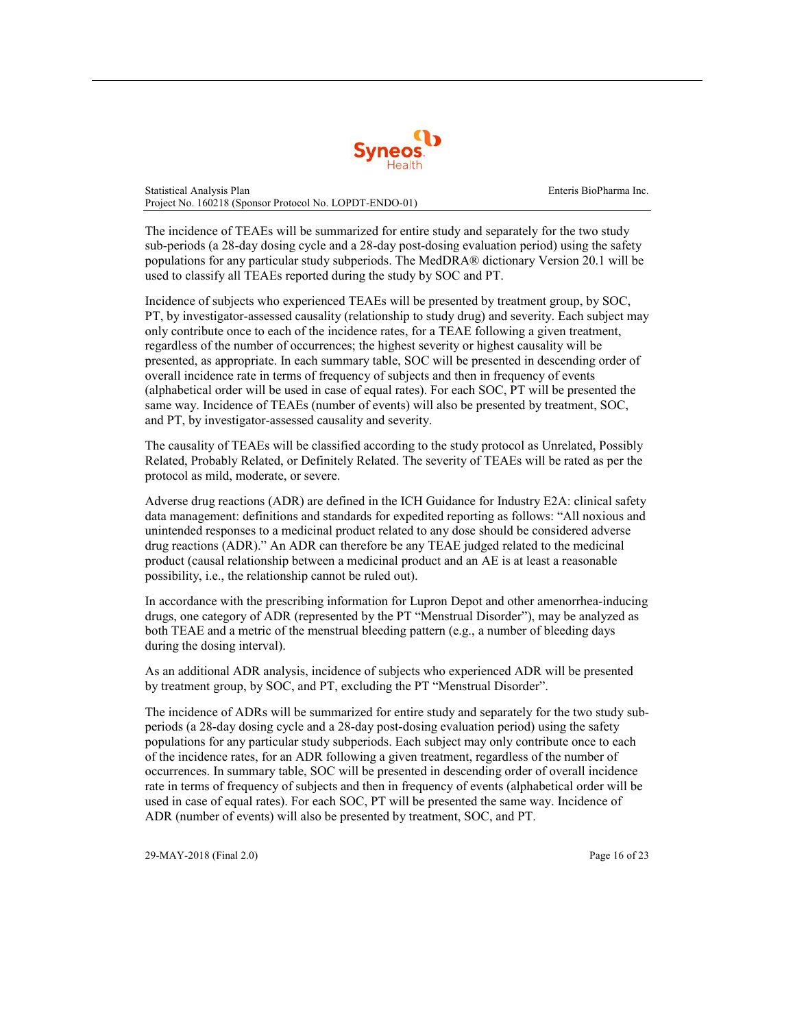The incidence of TEAEs will be summarized for entire study and separately for the two study sub-periods (a 28-day dosing cycle and a 28-day post-dosing evaluation period) using the safety populations for any particular study subperiods. The MedDRA® dictionary Version 20.1 will be used to classify all TEAEs reported during the study by SOC and PT.

Incidence of subjects who experienced TEAEs will be presented by treatment group, by SOC, PT, by investigator-assessed causality (relationship to study drug) and severity. Each subject may only contribute once to each of the incidence rates, for a TEAE following a given treatment, regardless of the number of occurrences; the highest severity or highest causality will be presented, as appropriate. In each summary table, SOC will be presented in descending order of overall incidence rate in terms of frequency of subjects and then in frequency of events (alphabetical order will be used in case of equal rates). For each SOC, PT will be presented the same way. Incidence of TEAEs (number of events) will also be presented by treatment, SOC, and PT, by investigator-assessed causality and severity.

The causality of TEAEs will be classified according to the study protocol as Unrelated, Possibly Related, Probably Related, or Definitely Related. The severity of TEAEs will be rated as per the protocol as mild, moderate, or severe.

Adverse drug reactions (ADR) are defined in the ICH Guidance for Industry E2A: clinical safety data management: definitions and standards for expedited reporting as follows: "All noxious and unintended responses to a medicinal product related to any dose should be considered adverse drug reactions (ADR)." An ADR can therefore be any TEAE judged related to the medicinal product (causal relationship between a medicinal product and an AE is at least a reasonable possibility, i.e., the relationship cannot be ruled out).

In accordance with the prescribing information for Lupron Depot and other amenorrhea-inducing drugs, one category of ADR (represented by the PT "Menstrual Disorder"), may be analyzed as both TEAE and a metric of the menstrual bleeding pattern (e.g., a number of bleeding days during the dosing interval).

As an additional ADR analysis, incidence of subjects who experienced ADR will be presented by treatment group, by SOC, and PT, excluding the PT "Menstrual Disorder".

The incidence of ADRs will be summarized for entire study and separately for the two study sub-periods (a 28-day dosing cycle and a 28-day post-dosing evaluation period) using the safety populations for any particular study subperiods. Each subject may only contribute once to each of the incidence rates, for an ADR following a given treatment, regardless of the number of occurrences. In summary table, SOC will be presented in descending order of overall incidence rate in terms of frequency of subjects and then in frequency of events (alphabetical order will be used in case of equal rates). For each SOC, PT will be presented the same way. Incidence of ADR (number of events) will also be presented by treatment, SOC, and PT.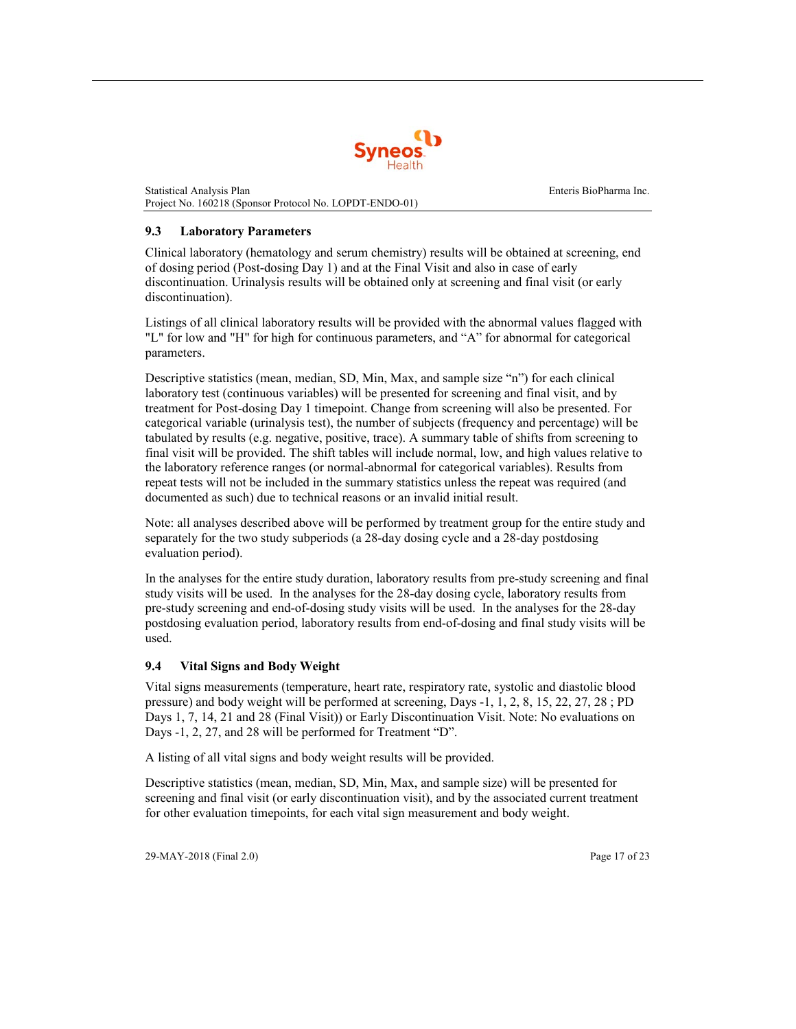### 9.3 Laboratory Parameters

Clinical laboratory (hematology and serum chemistry) results will be obtained at screening, end of dosing period (Post-dosing Day 1) and at the Final Visit and also in case of early discontinuation. Urinalysis results will be obtained only at screening and final visit (or early discontinuation).

Listings of all clinical laboratory results will be provided with the abnormal values flagged with "L" for low and "H" for high for continuous parameters, and “A” for abnormal for categorical parameters.

Descriptive statistics (mean, median, SD, Min, Max, and sample size “n”) for each clinical laboratory test (continuous variables) will be presented for screening and final visit, and by treatment for Post-dosing Day 1 timepoint. Change from screening will also be presented. For categorical variable (urinalysis test), the number of subjects (frequency and percentage) will be tabulated by results (e.g. negative, positive, trace). A summary table of shifts from screening to final visit will be provided. The shift tables will include normal, low, and high values relative to the laboratory reference ranges (or normal-abnormal for categorical variables). Results from repeat tests will not be included in the summary statistics unless the repeat was required (and documented as such) due to technical reasons or an invalid initial result.

Note: all analyses described above will be performed by treatment group for the entire study and separately for the two study subperiods (a 28-day dosing cycle and a 28-day postdosing evaluation period).

In the analyses for the entire study duration, laboratory results from pre-study screening and final study visits will be used. In the analyses for the 28-day dosing cycle, laboratory results from pre-study screening and end-of-dosing study visits will be used. In the analyses for the 28-day postdosing evaluation period, laboratory results from end-of-dosing and final study visits will be used.

### 9.4 Vital Signs and Body Weight

Vital signs measurements (temperature, heart rate, respiratory rate, systolic and diastolic blood pressure) and body weight will be performed at screening, Days -1, 1, 2, 8, 15, 22, 27, 28 ; PD Days 1, 7, 14, 21 and 28 (Final Visit)) or Early Discontinuation Visit. Note: No evaluations on Days -1, 2, 27, and 28 will be performed for Treatment “D”.

A listing of all vital signs and body weight results will be provided.

Descriptive statistics (mean, median, SD, Min, Max, and sample size) will be presented for screening and final visit (or early discontinuation visit), and by the associated current treatment for other evaluation timepoints, for each vital sign measurement and body weight.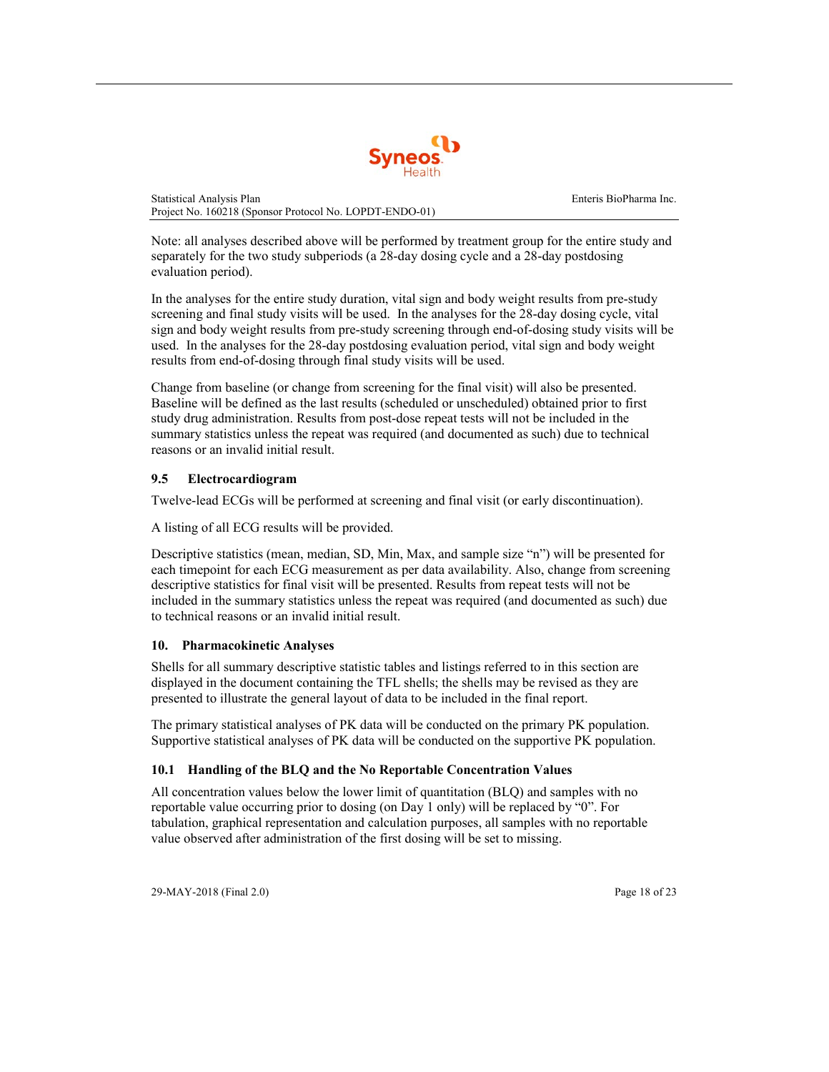Note: all analyses described above will be performed by treatment group for the entire study and separately for the two study subperiods (a 28-day dosing cycle and a 28-day postdosing evaluation period).

In the analyses for the entire study duration, vital sign and body weight results from pre-study screening and final study visits will be used. In the analyses for the 28-day dosing cycle, vital sign and body weight results from pre-study screening through end-of-dosing study visits will be used. In the analyses for the 28-day postdosing evaluation period, vital sign and body weight results from end-of-dosing through final study visits will be used.

Change from baseline (or change from screening for the final visit) will also be presented. Baseline will be defined as the last results (scheduled or unscheduled) obtained prior to first study drug administration. Results from post-dose repeat tests will not be included in the summary statistics unless the repeat was required (and documented as such) due to technical reasons or an invalid initial result.

### 9.5 Electrocardiogram

Twelve-lead ECGs will be performed at screening and final visit (or early discontinuation).

A listing of all ECG results will be provided.

Descriptive statistics (mean, median, SD, Min, Max, and sample size "n") will be presented for each timepoint for each ECG measurement as per data availability. Also, change from screening descriptive statistics for final visit will be presented. Results from repeat tests will not be included in the summary statistics unless the repeat was required (and documented as such) due to technical reasons or an invalid initial result.

## 10. Pharmacokinetic Analyses

Shells for all summary descriptive statistic tables and listings referred to in this section are displayed in the document containing the TFL shells; the shells may be revised as they are presented to illustrate the general layout of data to be included in the final report.

The primary statistical analyses of PK data will be conducted on the primary PK population. Supportive statistical analyses of PK data will be conducted on the supportive PK population.

### 10.1 Handling of the BLQ and the No Reportable Concentration Values

All concentration values below the lower limit of quantitation (BLQ) and samples with no reportable value occurring prior to dosing (on Day 1 only) will be replaced by "0". For tabulation, graphical representation and calculation purposes, all samples with no reportable value observed after administration of the first dosing will be set to missing.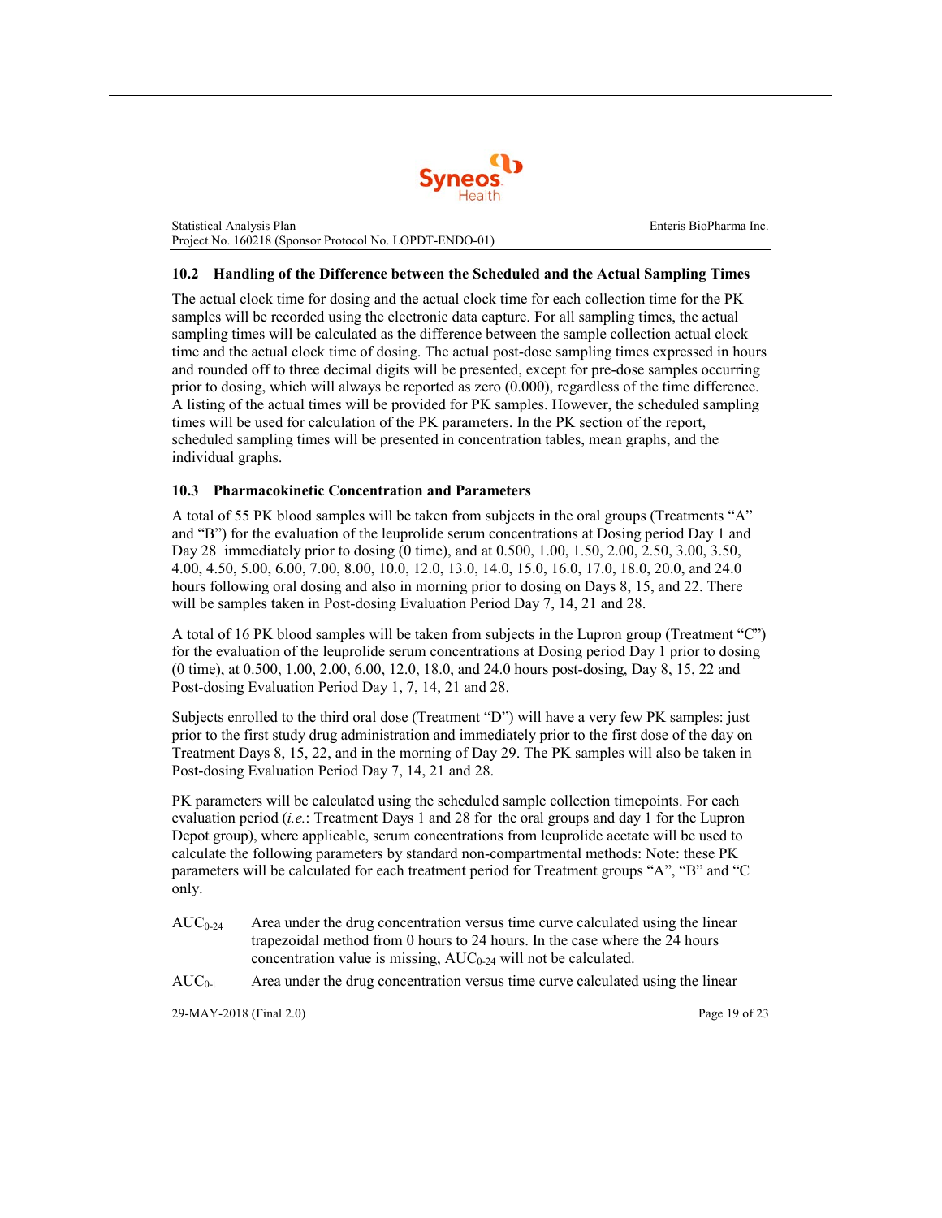## 10.2 Handling of the Difference between the Scheduled and the Actual Sampling Times

The actual clock time for dosing and the actual clock time for each collection time for the PK samples will be recorded using the electronic data capture. For all sampling times, the actual sampling times will be calculated as the difference between the sample collection actual clock time and the actual clock time of dosing. The actual post-dose sampling times expressed in hours and rounded off to three decimal digits will be presented, except for pre-dose samples occurring prior to dosing, which will always be reported as zero (0.000), regardless of the time difference. A listing of the actual times will be provided for PK samples. However, the scheduled sampling times will be used for calculation of the PK parameters. In the PK section of the report, scheduled sampling times will be presented in concentration tables, mean graphs, and the individual graphs.

## 10.3 Pharmacokinetic Concentration and Parameters

A total of 55 PK blood samples will be taken from subjects in the oral groups (Treatments "A" and "B") for the evaluation of the leuprolide serum concentrations at Dosing period Day 1 and Day 28 immediately prior to dosing (0 time), and at 0.500, 1.00, 1.50, 2.00, 2.50, 3.00, 3.50, 4.00, 4.50, 5.00, 6.00, 7.00, 8.00, 10.0, 12.0, 13.0, 14.0, 15.0, 16.0, 17.0, 18.0, 20.0, and 24.0 hours following oral dosing and also in morning prior to dosing on Days 8, 15, and 22. There will be samples taken in Post-dosing Evaluation Period Day 7, 14, 21 and 28.

A total of 16 PK blood samples will be taken from subjects in the Lupron group (Treatment "C") for the evaluation of the leuprolide serum concentrations at Dosing period Day 1 prior to dosing (0 time), at 0.500, 1.00, 2.00, 6.00, 12.0, 18.0, and 24.0 hours post-dosing, Day 8, 15, 22 and Post-dosing Evaluation Period Day 1, 7, 14, 21 and 28.

Subjects enrolled to the third oral dose (Treatment "D") will have a very few PK samples: just prior to the first study drug administration and immediately prior to the first dose of the day on Treatment Days 8, 15, 22, and in the morning of Day 29. The PK samples will also be taken in Post-dosing Evaluation Period Day 7, 14, 21 and 28.

PK parameters will be calculated using the scheduled sample collection timepoints. For each evaluation period (*i.e.*: Treatment Days 1 and 28 for the oral groups and day 1 for the Lupron Depot group), where applicable, serum concentrations from leuprolide acetate will be used to calculate the following parameters by standard non-compartmental methods: Note: these PK parameters will be calculated for each treatment period for Treatment groups "A", "B" and "C only.

$AUC_{0\text{-}24}$ Area under the drug concentration versus time curve calculated using the linear trapezoidal method from 0 hours to 24 hours. In the case where the 24 hours concentration value is missing, $AUC_{0\text{-}24}$ will not be calculated.

$AUC_{0\text{-}t}$ Area under the drug concentration versus time curve calculated using the linear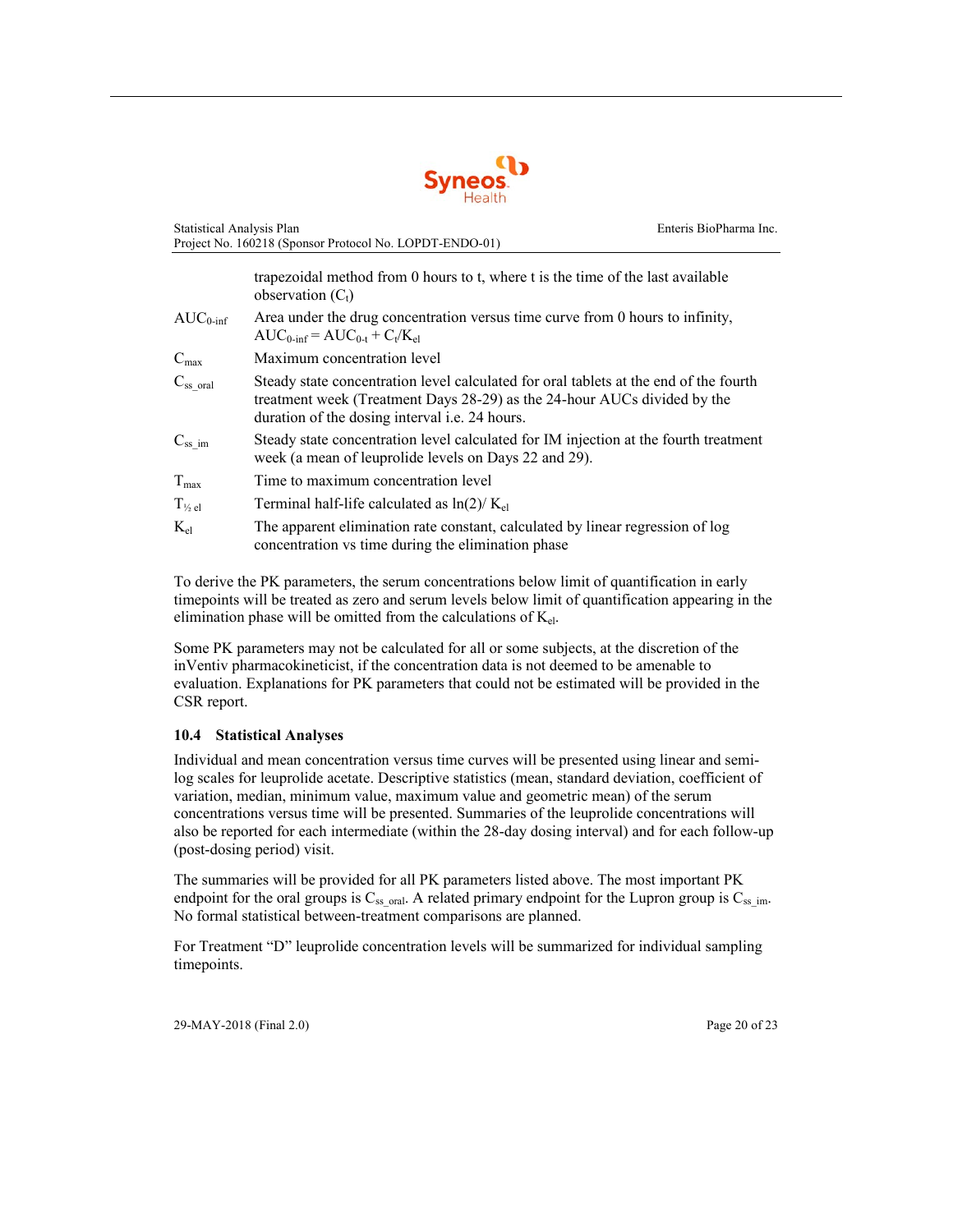| | |
|---|---|
| | trapezoidal method from 0 hours to t, where t is the time of the last available observation ($C_t$) |
| $AUC_{0\text{-}inf}$ | Area under the drug concentration versus time curve from 0 hours to infinity, $AUC_{0\text{-}inf} = AUC_{0\text{-}t} + C_t/K_{el}$ |
| $C_{max}$ | Maximum concentration level |
| $C_{ss\_oral}$ | Steady state concentration level calculated for oral tablets at the end of the fourth treatment week (Treatment Days 28-29) as the 24-hour AUCs divided by the duration of the dosing interval i.e. 24 hours. |
| $C_{ss\_im}$ | Steady state concentration level calculated for IM injection at the fourth treatment week (a mean of leuprolide levels on Days 22 and 29). |
| $T_{max}$ | Time to maximum concentration level |
| $T_{½\,el}$ | Terminal half-life calculated as $\ln(2)/K_{el}$ |
| $K_{el}$ | The apparent elimination rate constant, calculated by linear regression of log concentration vs time during the elimination phase |

To derive the PK parameters, the serum concentrations below limit of quantification in early timepoints will be treated as zero and serum levels below limit of quantification appearing in the elimination phase will be omitted from the calculations of $K_{el}$.

Some PK parameters may not be calculated for all or some subjects, at the discretion of the inVentiv pharmacokineticist, if the concentration data is not deemed to be amenable to evaluation. Explanations for PK parameters that could not be estimated will be provided in the CSR report.

### 10.4 Statistical Analyses

Individual and mean concentration versus time curves will be presented using linear and semi-log scales for leuprolide acetate. Descriptive statistics (mean, standard deviation, coefficient of variation, median, minimum value, maximum value and geometric mean) of the serum concentrations versus time will be presented. Summaries of the leuprolide concentrations will also be reported for each intermediate (within the 28-day dosing interval) and for each follow-up (post-dosing period) visit.

The summaries will be provided for all PK parameters listed above. The most important PK endpoint for the oral groups is $C_{ss\_oral}$. A related primary endpoint for the Lupron group is $C_{ss\_im}$. No formal statistical between-treatment comparisons are planned.

For Treatment "D" leuprolide concentration levels will be summarized for individual sampling timepoints.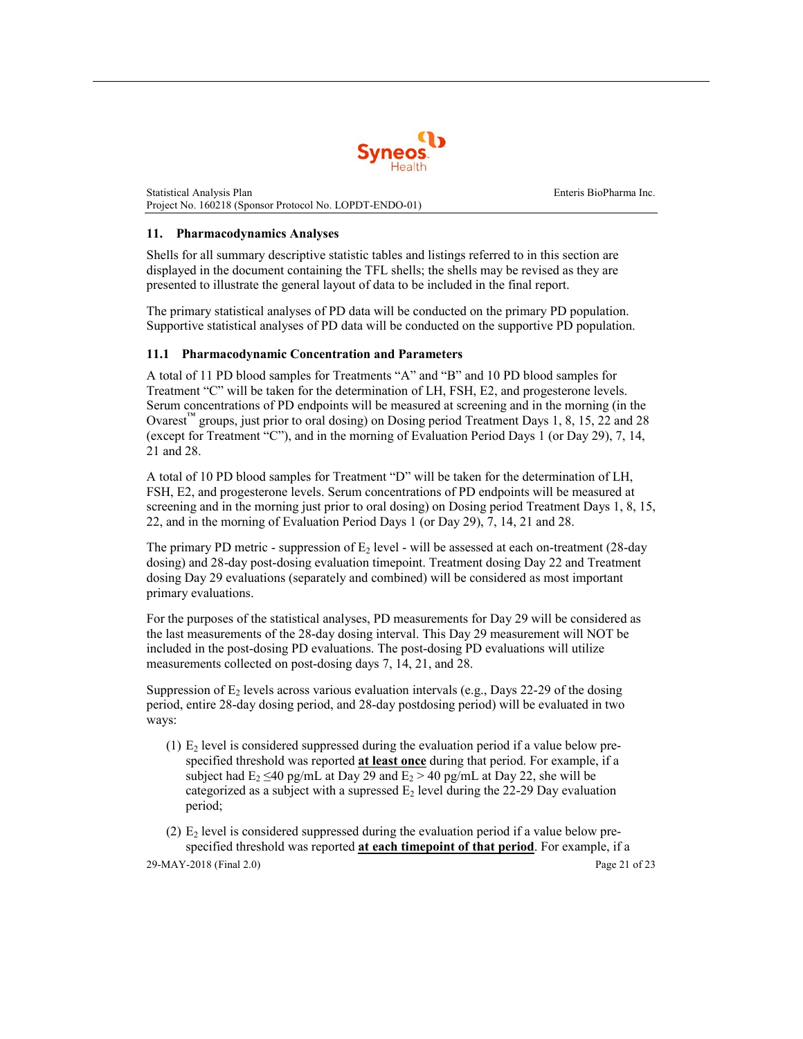## 11. Pharmacodynamics Analyses

Shells for all summary descriptive statistic tables and listings referred to in this section are displayed in the document containing the TFL shells; the shells may be revised as they are presented to illustrate the general layout of data to be included in the final report.

The primary statistical analyses of PD data will be conducted on the primary PD population. Supportive statistical analyses of PD data will be conducted on the supportive PD population.

### 11.1 Pharmacodynamic Concentration and Parameters

A total of 11 PD blood samples for Treatments "A" and "B" and 10 PD blood samples for Treatment "C" will be taken for the determination of LH, FSH, E2, and progesterone levels. Serum concentrations of PD endpoints will be measured at screening and in the morning (in the Ovarest™ groups, just prior to oral dosing) on Dosing period Treatment Days 1, 8, 15, 22 and 28 (except for Treatment "C"), and in the morning of Evaluation Period Days 1 (or Day 29), 7, 14, 21 and 28.

A total of 10 PD blood samples for Treatment "D" will be taken for the determination of LH, FSH, E2, and progesterone levels. Serum concentrations of PD endpoints will be measured at screening and in the morning just prior to oral dosing) on Dosing period Treatment Days 1, 8, 15, 22, and in the morning of Evaluation Period Days 1 (or Day 29), 7, 14, 21 and 28.

The primary PD metric - suppression of $E_2$ level - will be assessed at each on-treatment (28-day dosing) and 28-day post-dosing evaluation timepoint. Treatment dosing Day 22 and Treatment dosing Day 29 evaluations (separately and combined) will be considered as most important primary evaluations.

For the purposes of the statistical analyses, PD measurements for Day 29 will be considered as the last measurements of the 28-day dosing interval. This Day 29 measurement will NOT be included in the post-dosing PD evaluations. The post-dosing PD evaluations will utilize measurements collected on post-dosing days 7, 14, 21, and 28.

Suppression of $E_2$ levels across various evaluation intervals (e.g., Days 22-29 of the dosing period, entire 28-day dosing period, and 28-day postdosing period) will be evaluated in two ways:

(1) $E_2$ level is considered suppressed during the evaluation period if a value below pre-specified threshold was reported **at least once** during that period. For example, if a subject had $E_2 \leq 40$ pg/mL at Day 29 and $E_2 > 40$ pg/mL at Day 22, she will be categorized as a subject with a supressed $E_2$ level during the 22-29 Day evaluation period;

(2) $E_2$ level is considered suppressed during the evaluation period if a value below pre-specified threshold was reported **at each timepoint of that period**. For example, if a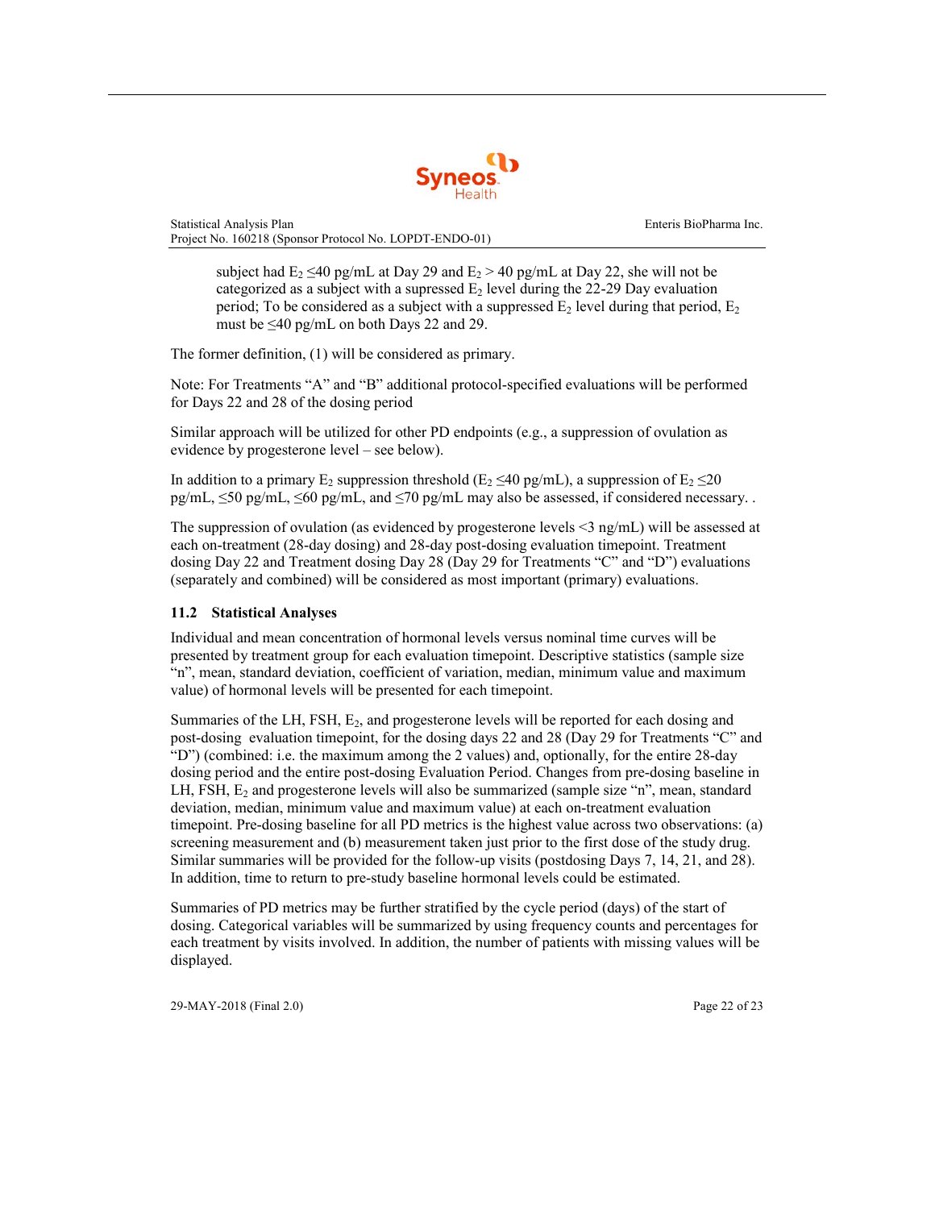subject had $E_2$ ≤40 pg/mL at Day 29 and $E_2$ > 40 pg/mL at Day 22, she will not be categorized as a subject with a supressed $E_2$ level during the 22-29 Day evaluation period; To be considered as a subject with a suppressed $E_2$ level during that period, $E_2$ must be ≤40 pg/mL on both Days 22 and 29.

The former definition, (1) will be considered as primary.

Note: For Treatments "A" and "B" additional protocol-specified evaluations will be performed for Days 22 and 28 of the dosing period

Similar approach will be utilized for other PD endpoints (e.g., a suppression of ovulation as evidence by progesterone level – see below).

In addition to a primary $E_2$ suppression threshold ($E_2$ ≤40 pg/mL), a suppression of $E_2$ ≤20 pg/mL, ≤50 pg/mL, ≤60 pg/mL, and ≤70 pg/mL may also be assessed, if considered necessary. .

The suppression of ovulation (as evidenced by progesterone levels <3 ng/mL) will be assessed at each on-treatment (28-day dosing) and 28-day post-dosing evaluation timepoint. Treatment dosing Day 22 and Treatment dosing Day 28 (Day 29 for Treatments "C" and "D") evaluations (separately and combined) will be considered as most important (primary) evaluations.

## 11.2 Statistical Analyses

Individual and mean concentration of hormonal levels versus nominal time curves will be presented by treatment group for each evaluation timepoint. Descriptive statistics (sample size "n", mean, standard deviation, coefficient of variation, median, minimum value and maximum value) of hormonal levels will be presented for each timepoint.

Summaries of the LH, FSH, $E_2$, and progesterone levels will be reported for each dosing and post-dosing evaluation timepoint, for the dosing days 22 and 28 (Day 29 for Treatments "C" and "D") (combined: i.e. the maximum among the 2 values) and, optionally, for the entire 28-day dosing period and the entire post-dosing Evaluation Period. Changes from pre-dosing baseline in LH, FSH, $E_2$ and progesterone levels will also be summarized (sample size "n", mean, standard deviation, median, minimum value and maximum value) at each on-treatment evaluation timepoint. Pre-dosing baseline for all PD metrics is the highest value across two observations: (a) screening measurement and (b) measurement taken just prior to the first dose of the study drug. Similar summaries will be provided for the follow-up visits (postdosing Days 7, 14, 21, and 28). In addition, time to return to pre-study baseline hormonal levels could be estimated.

Summaries of PD metrics may be further stratified by the cycle period (days) of the start of dosing. Categorical variables will be summarized by using frequency counts and percentages for each treatment by visits involved. In addition, the number of patients with missing values will be displayed.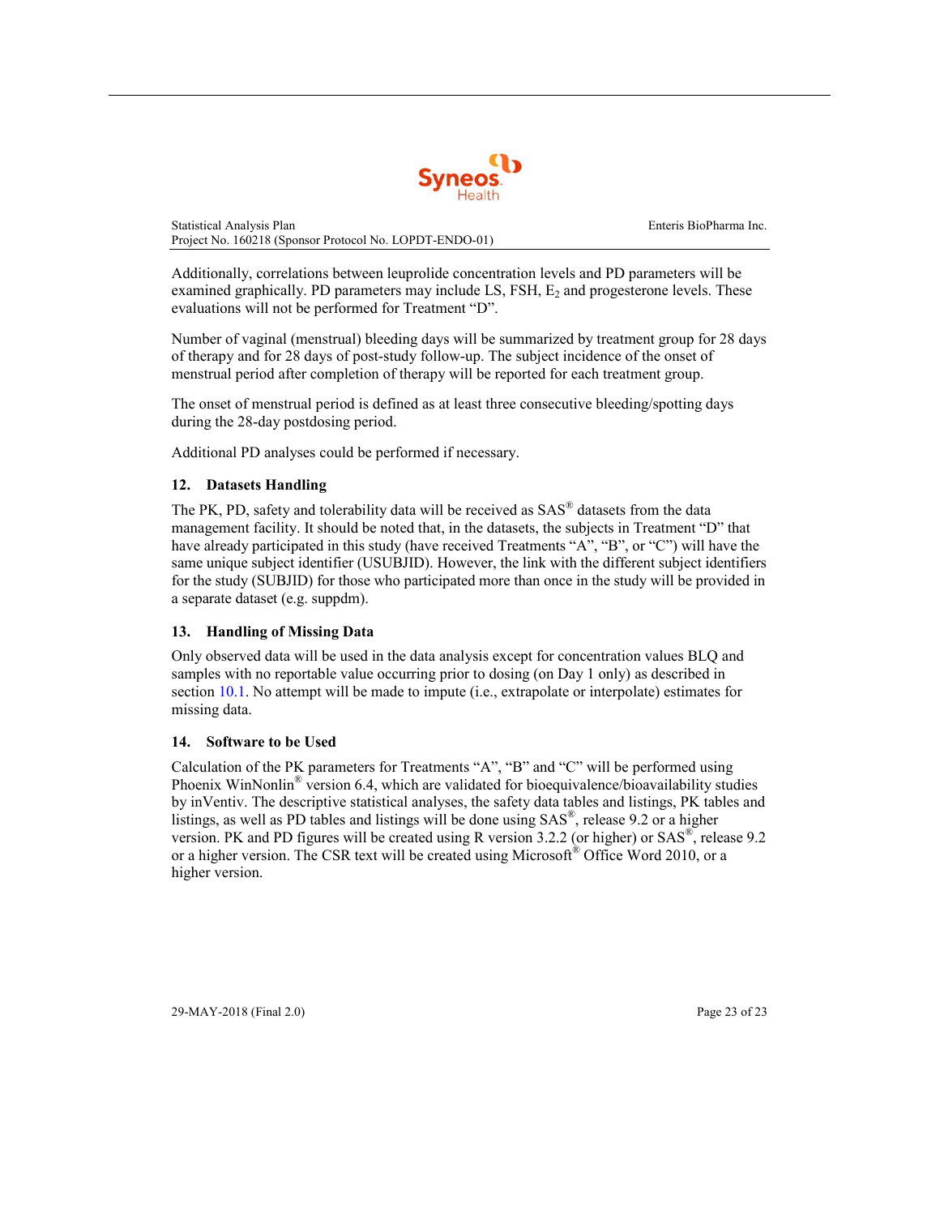Additionally, correlations between leuprolide concentration levels and PD parameters will be examined graphically. PD parameters may include LS, FSH, $E_2$ and progesterone levels. These evaluations will not be performed for Treatment "D".

Number of vaginal (menstrual) bleeding days will be summarized by treatment group for 28 days of therapy and for 28 days of post-study follow-up. The subject incidence of the onset of menstrual period after completion of therapy will be reported for each treatment group.

The onset of menstrual period is defined as at least three consecutive bleeding/spotting days during the 28-day postdosing period.

Additional PD analyses could be performed if necessary.

## 12. Datasets Handling

The PK, PD, safety and tolerability data will be received as SAS® datasets from the data management facility. It should be noted that, in the datasets, the subjects in Treatment "D" that have already participated in this study (have received Treatments "A", "B", or "C") will have the same unique subject identifier (USUBJID). However, the link with the different subject identifiers for the study (SUBJID) for those who participated more than once in the study will be provided in a separate dataset (e.g. suppdm).

## 13. Handling of Missing Data

Only observed data will be used in the data analysis except for concentration values BLQ and samples with no reportable value occurring prior to dosing (on Day 1 only) as described in section 10.1. No attempt will be made to impute (i.e., extrapolate or interpolate) estimates for missing data.

## 14. Software to be Used

Calculation of the PK parameters for Treatments "A", "B" and "C" will be performed using Phoenix WinNonlin® version 6.4, which are validated for bioequivalence/bioavailability studies by inVentiv. The descriptive statistical analyses, the safety data tables and listings, PK tables and listings, as well as PD tables and listings will be done using SAS®, release 9.2 or a higher version. PK and PD figures will be created using R version 3.2.2 (or higher) or SAS®, release 9.2 or a higher version. The CSR text will be created using Microsoft® Office Word 2010, or a higher version.